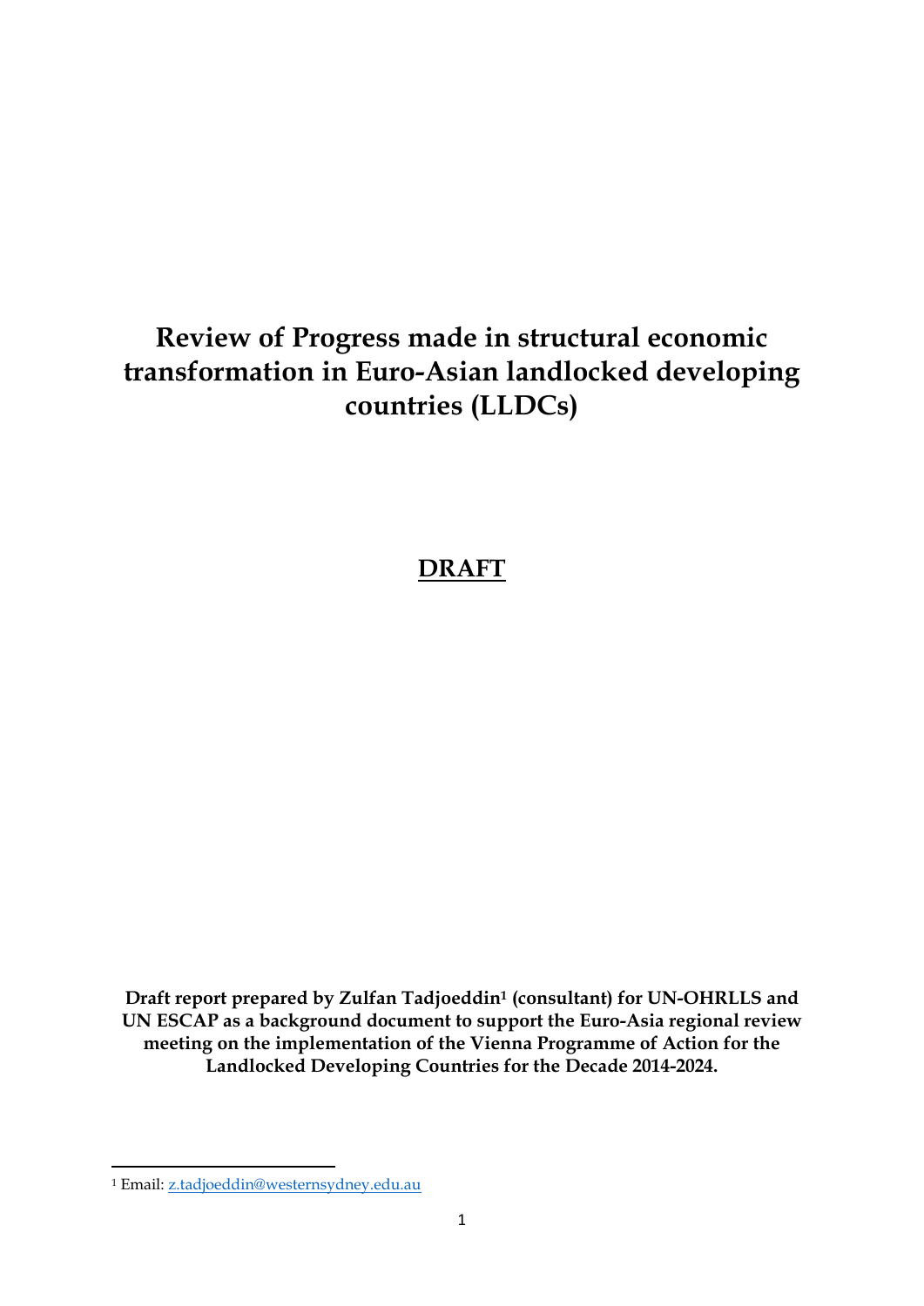# Review of Progress made in structural economic transformation in Euro-Asian landlocked developing countries (LLDCs)

## DRAFT

**Draft report prepared by Zulfan Tadjoeddin[1] (consultant) for UN-OHRLLS and UN ESCAP as a background document to support the Euro-Asia regional review meeting on the implementation of the Vienna Programme of Action for the Landlocked Developing Countries for the Decade 2014-2024.**

[1] Email: z.tadjoeddin@westernsydney.edu.au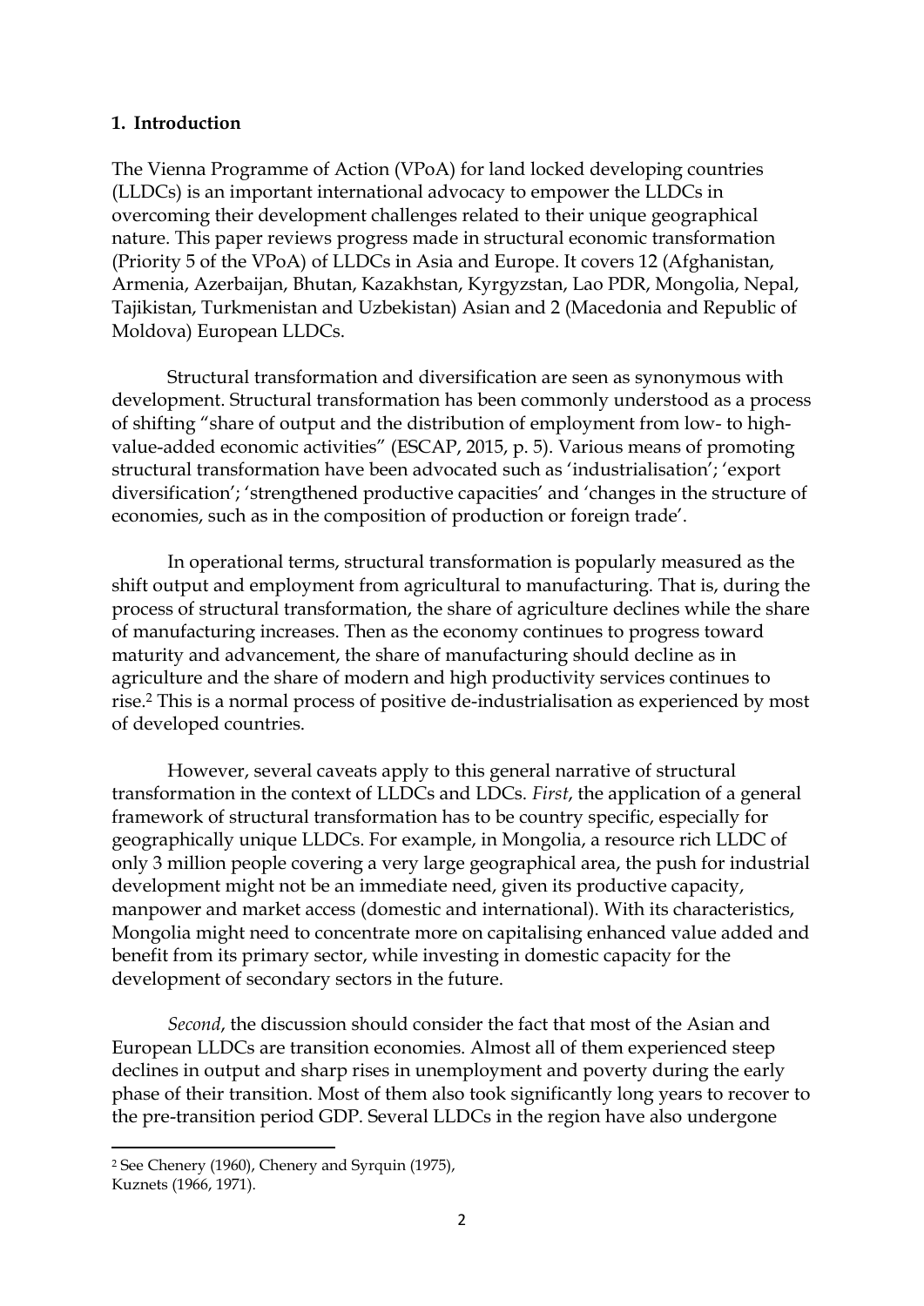## 1. Introduction

The Vienna Programme of Action (VPoA) for land locked developing countries (LLDCs) is an important international advocacy to empower the LLDCs in overcoming their development challenges related to their unique geographical nature. This paper reviews progress made in structural economic transformation (Priority 5 of the VPoA) of LLDCs in Asia and Europe. It covers 12 (Afghanistan, Armenia, Azerbaijan, Bhutan, Kazakhstan, Kyrgyzstan, Lao PDR, Mongolia, Nepal, Tajikistan, Turkmenistan and Uzbekistan) Asian and 2 (Macedonia and Republic of Moldova) European LLDCs.

Structural transformation and diversification are seen as synonymous with development. Structural transformation has been commonly understood as a process of shifting "share of output and the distribution of employment from low- to high-value-added economic activities" (ESCAP, 2015, p. 5). Various means of promoting structural transformation have been advocated such as 'industrialisation'; 'export diversification'; 'strengthened productive capacities' and 'changes in the structure of economies, such as in the composition of production or foreign trade'.

In operational terms, structural transformation is popularly measured as the shift output and employment from agricultural to manufacturing. That is, during the process of structural transformation, the share of agriculture declines while the share of manufacturing increases. Then as the economy continues to progress toward maturity and advancement, the share of manufacturing should decline as in agriculture and the share of modern and high productivity services continues to rise.[2] This is a normal process of positive de-industrialisation as experienced by most of developed countries.

However, several caveats apply to this general narrative of structural transformation in the context of LLDCs and LDCs. *First*, the application of a general framework of structural transformation has to be country specific, especially for geographically unique LLDCs. For example, in Mongolia, a resource rich LLDC of only 3 million people covering a very large geographical area, the push for industrial development might not be an immediate need, given its productive capacity, manpower and market access (domestic and international). With its characteristics, Mongolia might need to concentrate more on capitalising enhanced value added and benefit from its primary sector, while investing in domestic capacity for the development of secondary sectors in the future.

*Second*, the discussion should consider the fact that most of the Asian and European LLDCs are transition economies. Almost all of them experienced steep declines in output and sharp rises in unemployment and poverty during the early phase of their transition. Most of them also took significantly long years to recover to the pre-transition period GDP. Several LLDCs in the region have also undergone

---

[2] See Chenery (1960), Chenery and Syrquin (1975), Kuznets (1966, 1971).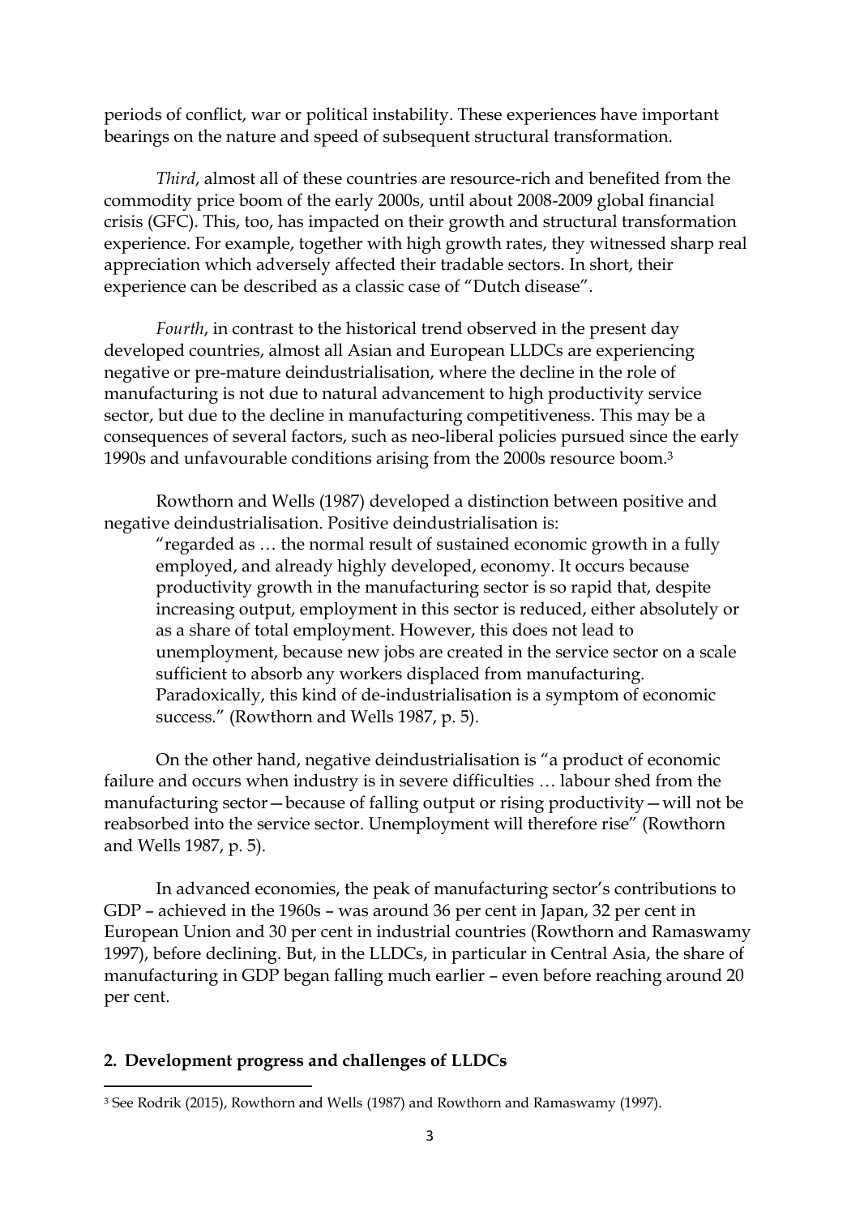periods of conflict, war or political instability. These experiences have important bearings on the nature and speed of subsequent structural transformation.

*Third*, almost all of these countries are resource-rich and benefited from the commodity price boom of the early 2000s, until about 2008-2009 global financial crisis (GFC). This, too, has impacted on their growth and structural transformation experience. For example, together with high growth rates, they witnessed sharp real appreciation which adversely affected their tradable sectors. In short, their experience can be described as a classic case of "Dutch disease".

*Fourth*, in contrast to the historical trend observed in the present day developed countries, almost all Asian and European LLDCs are experiencing negative or pre-mature deindustrialisation, where the decline in the role of manufacturing is not due to natural advancement to high productivity service sector, but due to the decline in manufacturing competitiveness. This may be a consequences of several factors, such as neo-liberal policies pursued since the early 1990s and unfavourable conditions arising from the 2000s resource boom.[3]

Rowthorn and Wells (1987) developed a distinction between positive and negative deindustrialisation. Positive deindustrialisation is:

> "regarded as … the normal result of sustained economic growth in a fully employed, and already highly developed, economy. It occurs because productivity growth in the manufacturing sector is so rapid that, despite increasing output, employment in this sector is reduced, either absolutely or as a share of total employment. However, this does not lead to unemployment, because new jobs are created in the service sector on a scale sufficient to absorb any workers displaced from manufacturing. Paradoxically, this kind of de-industrialisation is a symptom of economic success." (Rowthorn and Wells 1987, p. 5).

On the other hand, negative deindustrialisation is "a product of economic failure and occurs when industry is in severe difficulties … labour shed from the manufacturing sector—because of falling output or rising productivity—will not be reabsorbed into the service sector. Unemployment will therefore rise" (Rowthorn and Wells 1987, p. 5).

In advanced economies, the peak of manufacturing sector's contributions to GDP – achieved in the 1960s – was around 36 per cent in Japan, 32 per cent in European Union and 30 per cent in industrial countries (Rowthorn and Ramaswamy 1997), before declining. But, in the LLDCs, in particular in Central Asia, the share of manufacturing in GDP began falling much earlier – even before reaching around 20 per cent.

## 2. Development progress and challenges of LLDCs

[3] See Rodrik (2015), Rowthorn and Wells (1987) and Rowthorn and Ramaswamy (1997).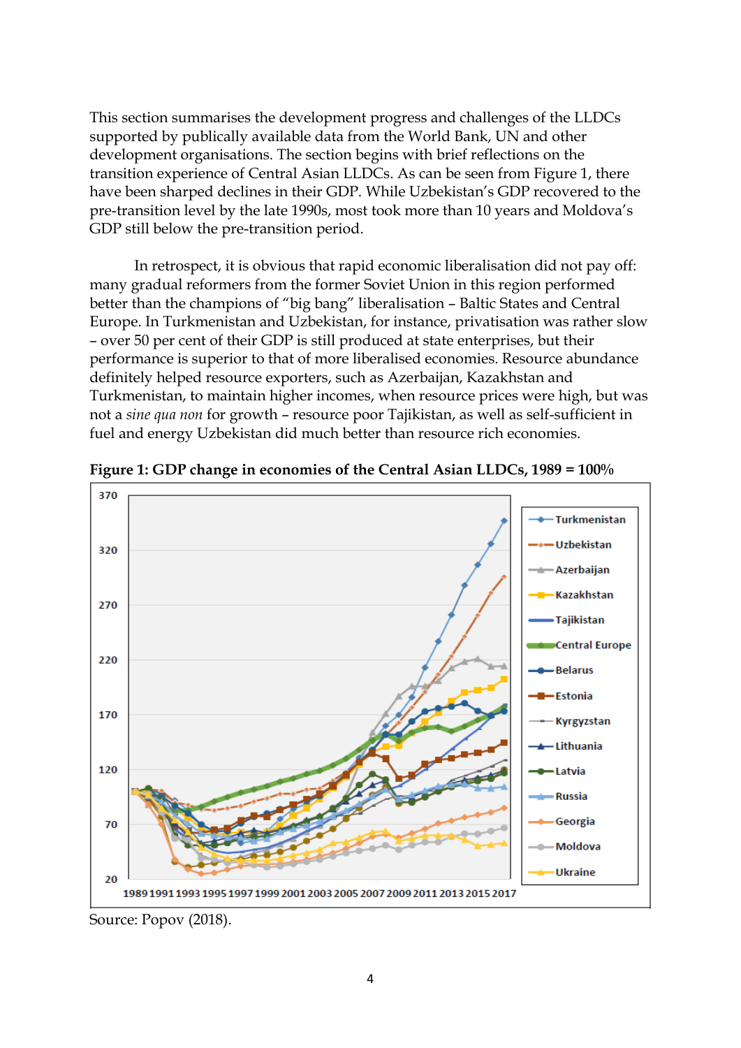This section summarises the development progress and challenges of the LLDCs supported by publically available data from the World Bank, UN and other development organisations. The section begins with brief reflections on the transition experience of Central Asian LLDCs. As can be seen from Figure 1, there have been sharped declines in their GDP. While Uzbekistan's GDP recovered to the pre-transition level by the late 1990s, most took more than 10 years and Moldova's GDP still below the pre-transition period.

In retrospect, it is obvious that rapid economic liberalisation did not pay off: many gradual reformers from the former Soviet Union in this region performed better than the champions of "big bang" liberalisation – Baltic States and Central Europe. In Turkmenistan and Uzbekistan, for instance, privatisation was rather slow – over 50 per cent of their GDP is still produced at state enterprises, but their performance is superior to that of more liberalised economies. Resource abundance definitely helped resource exporters, such as Azerbaijan, Kazakhstan and Turkmenistan, to maintain higher incomes, when resource prices were high, but was not a *sine qua non* for growth – resource poor Tajikistan, as well as self-sufficient in fuel and energy Uzbekistan did much better than resource rich economies.

**Figure 1: GDP change in economies of the Central Asian LLDCs, 1989 = 100%**

Source: Popov (2018).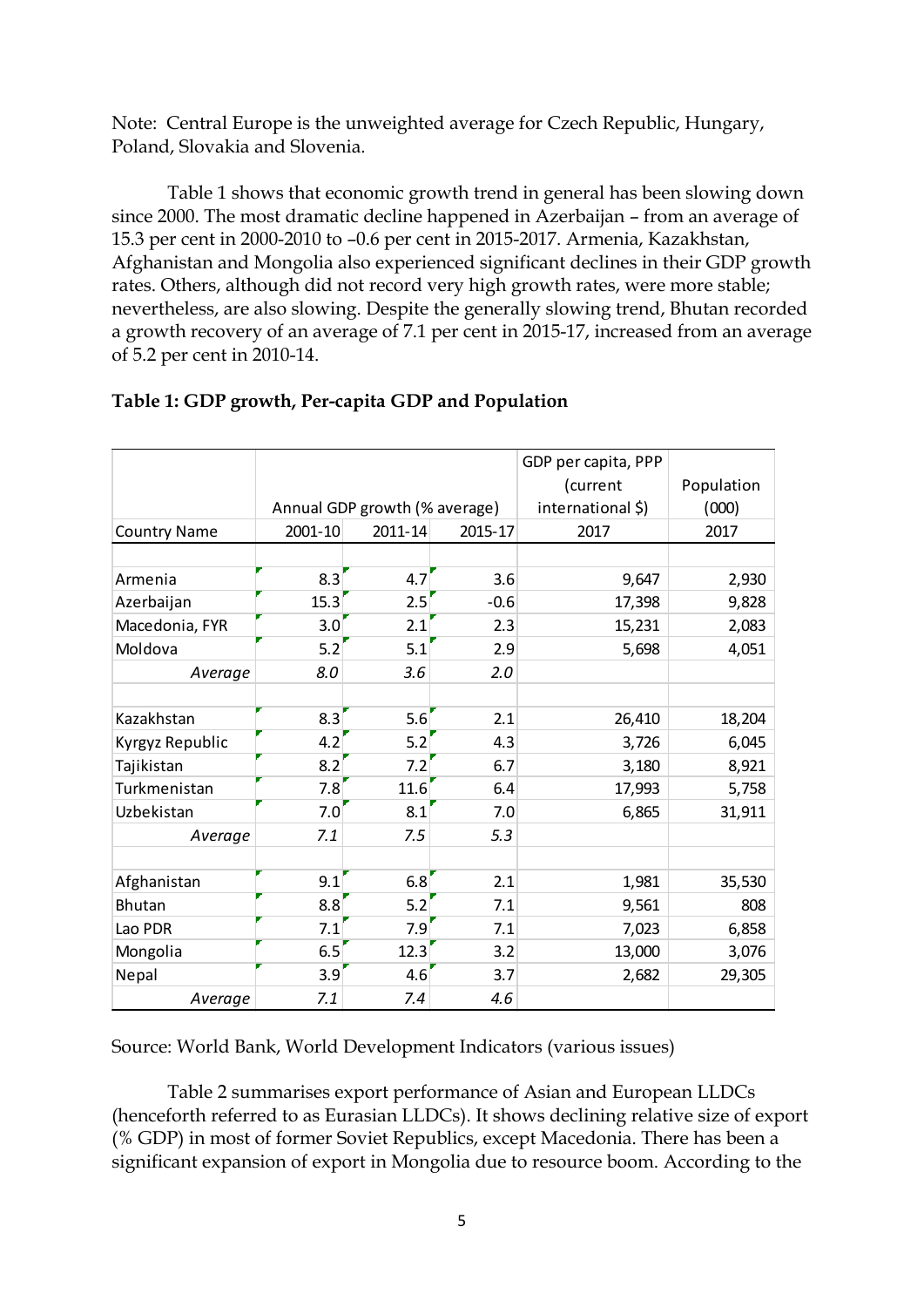Note: Central Europe is the unweighted average for Czech Republic, Hungary, Poland, Slovakia and Slovenia.

Table 1 shows that economic growth trend in general has been slowing down since 2000. The most dramatic decline happened in Azerbaijan – from an average of 15.3 per cent in 2000-2010 to –0.6 per cent in 2015-2017. Armenia, Kazakhstan, Afghanistan and Mongolia also experienced significant declines in their GDP growth rates. Others, although did not record very high growth rates, were more stable; nevertheless, are also slowing. Despite the generally slowing trend, Bhutan recorded a growth recovery of an average of 7.1 per cent in 2015-17, increased from an average of 5.2 per cent in 2010-14.

**Table 1: GDP growth, Per-capita GDP and Population**

| | Annual GDP growth (% average) | | | GDP per capita, PPP (current international $) | Population (000) |
|---|---|---|---|---|---|
| Country Name | 2001-10 | 2011-14 | 2015-17 | 2017 | 2017 |
| Armenia | 8.3 | 4.7 | 3.6 | 9,647 | 2,930 |
| Azerbaijan | 15.3 | 2.5 | -0.6 | 17,398 | 9,828 |
| Macedonia, FYR | 3.0 | 2.1 | 2.3 | 15,231 | 2,083 |
| Moldova | 5.2 | 5.1 | 2.9 | 5,698 | 4,051 |
| *Average* | *8.0* | *3.6* | *2.0* | | |
| Kazakhstan | 8.3 | 5.6 | 2.1 | 26,410 | 18,204 |
| Kyrgyz Republic | 4.2 | 5.2 | 4.3 | 3,726 | 6,045 |
| Tajikistan | 8.2 | 7.2 | 6.7 | 3,180 | 8,921 |
| Turkmenistan | 7.8 | 11.6 | 6.4 | 17,993 | 5,758 |
| Uzbekistan | 7.0 | 8.1 | 7.0 | 6,865 | 31,911 |
| *Average* | *7.1* | *7.5* | *5.3* | | |
| Afghanistan | 9.1 | 6.8 | 2.1 | 1,981 | 35,530 |
| Bhutan | 8.8 | 5.2 | 7.1 | 9,561 | 808 |
| Lao PDR | 7.1 | 7.9 | 7.1 | 7,023 | 6,858 |
| Mongolia | 6.5 | 12.3 | 3.2 | 13,000 | 3,076 |
| Nepal | 3.9 | 4.6 | 3.7 | 2,682 | 29,305 |
| *Average* | *7.1* | *7.4* | *4.6* | | |

Source: World Bank, World Development Indicators (various issues)

Table 2 summarises export performance of Asian and European LLDCs (henceforth referred to as Eurasian LLDCs). It shows declining relative size of export (% GDP) in most of former Soviet Republics, except Macedonia. There has been a significant expansion of export in Mongolia due to resource boom. According to the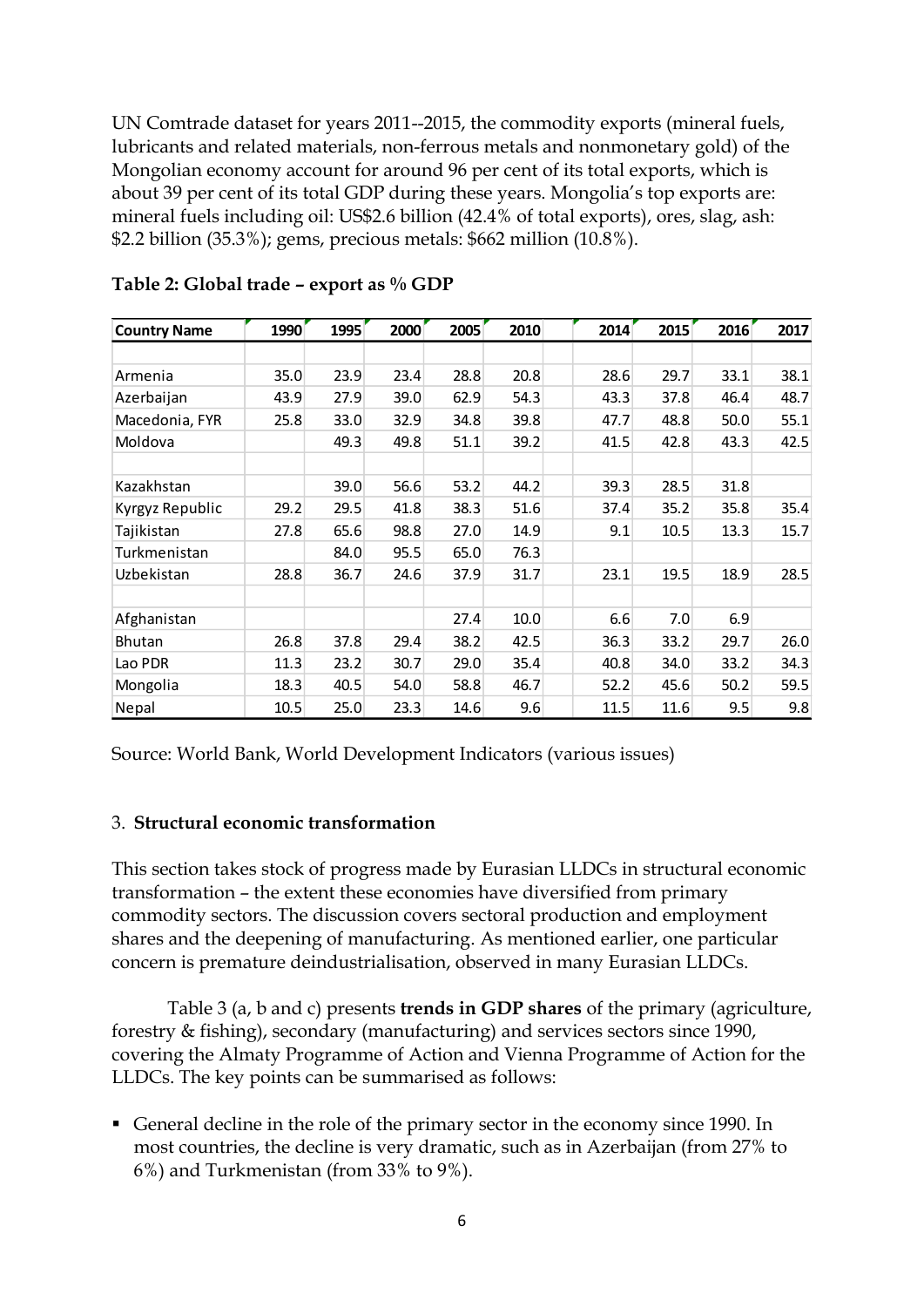UN Comtrade dataset for years 2011--2015, the commodity exports (mineral fuels, lubricants and related materials, non-ferrous metals and nonmonetary gold) of the Mongolian economy account for around 96 per cent of its total exports, which is about 39 per cent of its total GDP during these years. Mongolia's top exports are: mineral fuels including oil: US$2.6 billion (42.4% of total exports), ores, slag, ash: $2.2 billion (35.3%); gems, precious metals: $662 million (10.8%).

**Table 2: Global trade – export as % GDP**

| Country Name | 1990 | 1995 | 2000 | 2005 | 2010 | 2014 | 2015 | 2016 | 2017 |
|---|---|---|---|---|---|---|---|---|---|
| | | | | | | | | | |
| Armenia | 35.0 | 23.9 | 23.4 | 28.8 | 20.8 | 28.6 | 29.7 | 33.1 | 38.1 |
| Azerbaijan | 43.9 | 27.9 | 39.0 | 62.9 | 54.3 | 43.3 | 37.8 | 46.4 | 48.7 |
| Macedonia, FYR | 25.8 | 33.0 | 32.9 | 34.8 | 39.8 | 47.7 | 48.8 | 50.0 | 55.1 |
| Moldova | | 49.3 | 49.8 | 51.1 | 39.2 | 41.5 | 42.8 | 43.3 | 42.5 |
| | | | | | | | | | |
| Kazakhstan | | 39.0 | 56.6 | 53.2 | 44.2 | 39.3 | 28.5 | 31.8 | |
| Kyrgyz Republic | 29.2 | 29.5 | 41.8 | 38.3 | 51.6 | 37.4 | 35.2 | 35.8 | 35.4 |
| Tajikistan | 27.8 | 65.6 | 98.8 | 27.0 | 14.9 | 9.1 | 10.5 | 13.3 | 15.7 |
| Turkmenistan | | 84.0 | 95.5 | 65.0 | 76.3 | | | | |
| Uzbekistan | 28.8 | 36.7 | 24.6 | 37.9 | 31.7 | 23.1 | 19.5 | 18.9 | 28.5 |
| | | | | | | | | | |
| Afghanistan | | | | 27.4 | 10.0 | 6.6 | 7.0 | 6.9 | |
| Bhutan | 26.8 | 37.8 | 29.4 | 38.2 | 42.5 | 36.3 | 33.2 | 29.7 | 26.0 |
| Lao PDR | 11.3 | 23.2 | 30.7 | 29.0 | 35.4 | 40.8 | 34.0 | 33.2 | 34.3 |
| Mongolia | 18.3 | 40.5 | 54.0 | 58.8 | 46.7 | 52.2 | 45.6 | 50.2 | 59.5 |
| Nepal | 10.5 | 25.0 | 23.3 | 14.6 | 9.6 | 11.5 | 11.6 | 9.5 | 9.8 |

Source: World Bank, World Development Indicators (various issues)

## 3. **Structural economic transformation**

This section takes stock of progress made by Eurasian LLDCs in structural economic transformation – the extent these economies have diversified from primary commodity sectors. The discussion covers sectoral production and employment shares and the deepening of manufacturing. As mentioned earlier, one particular concern is premature deindustrialisation, observed in many Eurasian LLDCs.

Table 3 (a, b and c) presents **trends in GDP shares** of the primary (agriculture, forestry & fishing), secondary (manufacturing) and services sectors since 1990, covering the Almaty Programme of Action and Vienna Programme of Action for the LLDCs. The key points can be summarised as follows:

- General decline in the role of the primary sector in the economy since 1990. In most countries, the decline is very dramatic, such as in Azerbaijan (from 27% to 6%) and Turkmenistan (from 33% to 9%).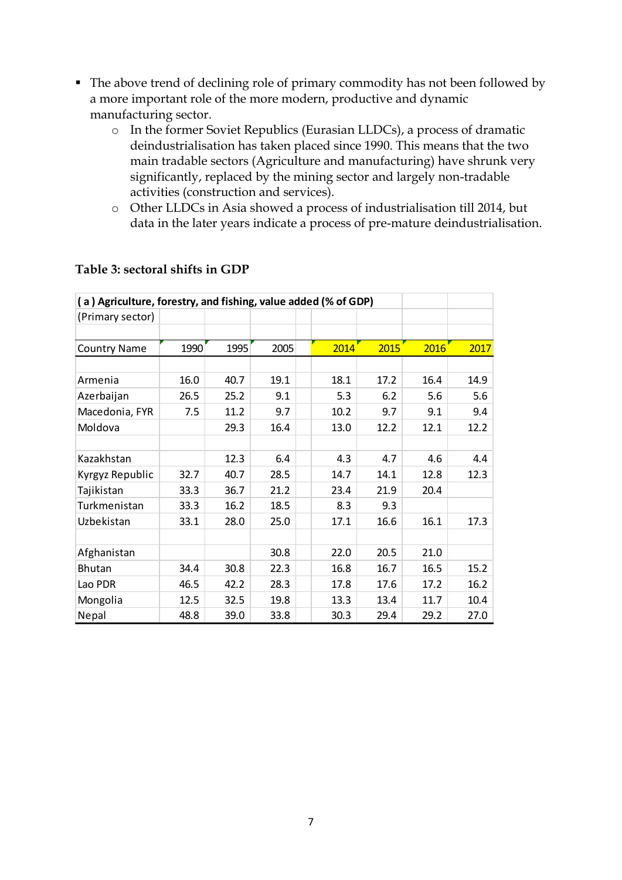- The above trend of declining role of primary commodity has not been followed by a more important role of the more modern, productive and dynamic manufacturing sector.
  - In the former Soviet Republics (Eurasian LLDCs), a process of dramatic deindustrialisation has taken placed since 1990. This means that the two main tradable sectors (Agriculture and manufacturing) have shrunk very significantly, replaced by the mining sector and largely non-tradable activities (construction and services).
  - Other LLDCs in Asia showed a process of industrialisation till 2014, but data in the later years indicate a process of pre-mature deindustrialisation.

**Table 3: sectoral shifts in GDP**

| ( a ) Agriculture, forestry, and fishing, value added (% of GDP) | | | | | | | |
|---|---|---|---|---|---|---|---|
| (Primary sector) | | | | | | | |
| Country Name | 1990 | 1995 | 2005 | 2014 | 2015 | 2016 | 2017 |
| Armenia | 16.0 | 40.7 | 19.1 | 18.1 | 17.2 | 16.4 | 14.9 |
| Azerbaijan | 26.5 | 25.2 | 9.1 | 5.3 | 6.2 | 5.6 | 5.6 |
| Macedonia, FYR | 7.5 | 11.2 | 9.7 | 10.2 | 9.7 | 9.1 | 9.4 |
| Moldova | | 29.3 | 16.4 | 13.0 | 12.2 | 12.1 | 12.2 |
| Kazakhstan | | 12.3 | 6.4 | 4.3 | 4.7 | 4.6 | 4.4 |
| Kyrgyz Republic | 32.7 | 40.7 | 28.5 | 14.7 | 14.1 | 12.8 | 12.3 |
| Tajikistan | 33.3 | 36.7 | 21.2 | 23.4 | 21.9 | 20.4 | |
| Turkmenistan | 33.3 | 16.2 | 18.5 | 8.3 | 9.3 | | |
| Uzbekistan | 33.1 | 28.0 | 25.0 | 17.1 | 16.6 | 16.1 | 17.3 |
| Afghanistan | | | 30.8 | 22.0 | 20.5 | 21.0 | |
| Bhutan | 34.4 | 30.8 | 22.3 | 16.8 | 16.7 | 16.5 | 15.2 |
| Lao PDR | 46.5 | 42.2 | 28.3 | 17.8 | 17.6 | 17.2 | 16.2 |
| Mongolia | 12.5 | 32.5 | 19.8 | 13.3 | 13.4 | 11.7 | 10.4 |
| Nepal | 48.8 | 39.0 | 33.8 | 30.3 | 29.4 | 29.2 | 27.0 |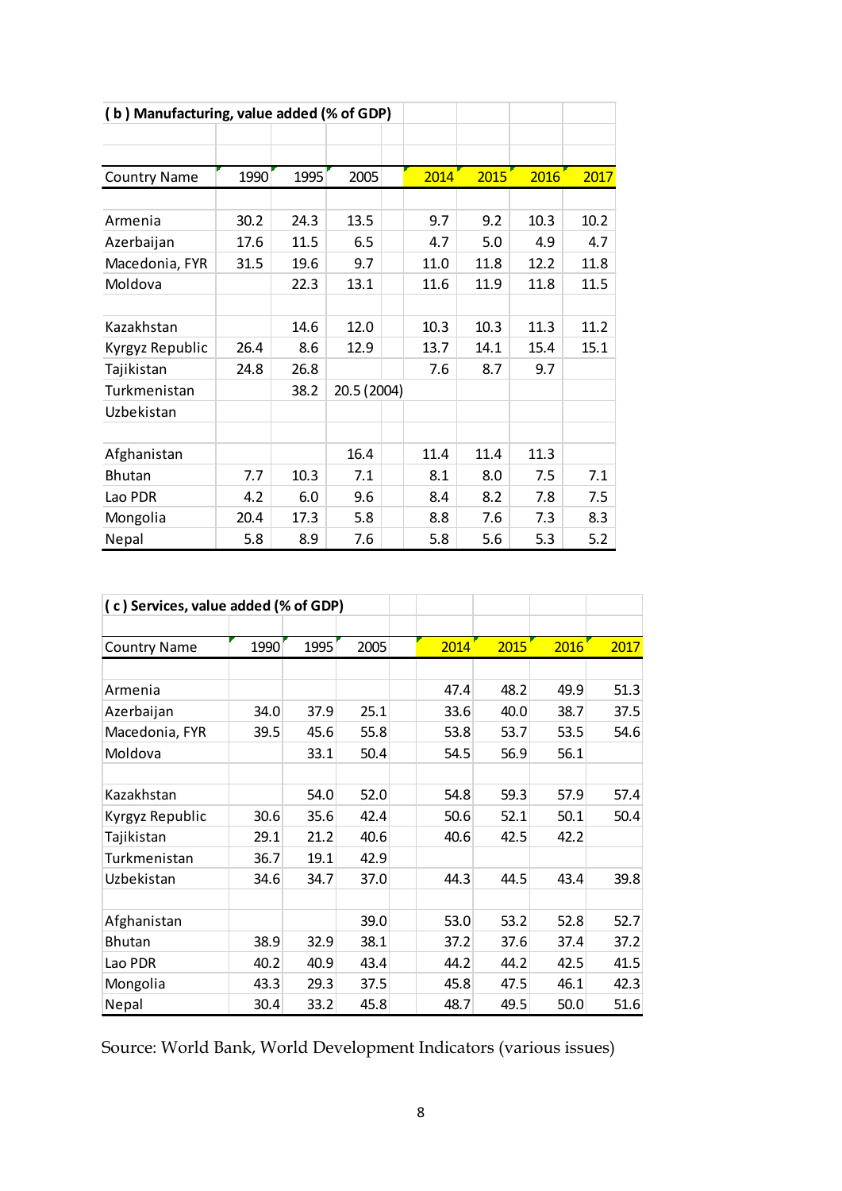**( b ) Manufacturing, value added (% of GDP)**

| Country Name | 1990 | 1995 | 2005 | 2014 | 2015 | 2016 | 2017 |
|---|---|---|---|---|---|---|---|
| Armenia | 30.2 | 24.3 | 13.5 | 9.7 | 9.2 | 10.3 | 10.2 |
| Azerbaijan | 17.6 | 11.5 | 6.5 | 4.7 | 5.0 | 4.9 | 4.7 |
| Macedonia, FYR | 31.5 | 19.6 | 9.7 | 11.0 | 11.8 | 12.2 | 11.8 |
| Moldova | | 22.3 | 13.1 | 11.6 | 11.9 | 11.8 | 11.5 |
| | | | | | | | |
| Kazakhstan | | 14.6 | 12.0 | 10.3 | 10.3 | 11.3 | 11.2 |
| Kyrgyz Republic | 26.4 | 8.6 | 12.9 | 13.7 | 14.1 | 15.4 | 15.1 |
| Tajikistan | 24.8 | 26.8 | | 7.6 | 8.7 | 9.7 | |
| Turkmenistan | | 38.2 | 20.5 (2004) | | | | |
| Uzbekistan | | | | | | | |
| | | | | | | | |
| Afghanistan | | | 16.4 | 11.4 | 11.4 | 11.3 | |
| Bhutan | 7.7 | 10.3 | 7.1 | 8.1 | 8.0 | 7.5 | 7.1 |
| Lao PDR | 4.2 | 6.0 | 9.6 | 8.4 | 8.2 | 7.8 | 7.5 |
| Mongolia | 20.4 | 17.3 | 5.8 | 8.8 | 7.6 | 7.3 | 8.3 |
| Nepal | 5.8 | 8.9 | 7.6 | 5.8 | 5.6 | 5.3 | 5.2 |

**( c ) Services, value added (% of GDP)**

| Country Name | 1990 | 1995 | 2005 | 2014 | 2015 | 2016 | 2017 |
|---|---|---|---|---|---|---|---|
| Armenia | | | | 47.4 | 48.2 | 49.9 | 51.3 |
| Azerbaijan | 34.0 | 37.9 | 25.1 | 33.6 | 40.0 | 38.7 | 37.5 |
| Macedonia, FYR | 39.5 | 45.6 | 55.8 | 53.8 | 53.7 | 53.5 | 54.6 |
| Moldova | | 33.1 | 50.4 | 54.5 | 56.9 | 56.1 | |
| | | | | | | | |
| Kazakhstan | | 54.0 | 52.0 | 54.8 | 59.3 | 57.9 | 57.4 |
| Kyrgyz Republic | 30.6 | 35.6 | 42.4 | 50.6 | 52.1 | 50.1 | 50.4 |
| Tajikistan | 29.1 | 21.2 | 40.6 | 40.6 | 42.5 | 42.2 | |
| Turkmenistan | 36.7 | 19.1 | 42.9 | | | | |
| Uzbekistan | 34.6 | 34.7 | 37.0 | 44.3 | 44.5 | 43.4 | 39.8 |
| | | | | | | | |
| Afghanistan | | | 39.0 | 53.0 | 53.2 | 52.8 | 52.7 |
| Bhutan | 38.9 | 32.9 | 38.1 | 37.2 | 37.6 | 37.4 | 37.2 |
| Lao PDR | 40.2 | 40.9 | 43.4 | 44.2 | 44.2 | 42.5 | 41.5 |
| Mongolia | 43.3 | 29.3 | 37.5 | 45.8 | 47.5 | 46.1 | 42.3 |
| Nepal | 30.4 | 33.2 | 45.8 | 48.7 | 49.5 | 50.0 | 51.6 |

Source: World Bank, World Development Indicators (various issues)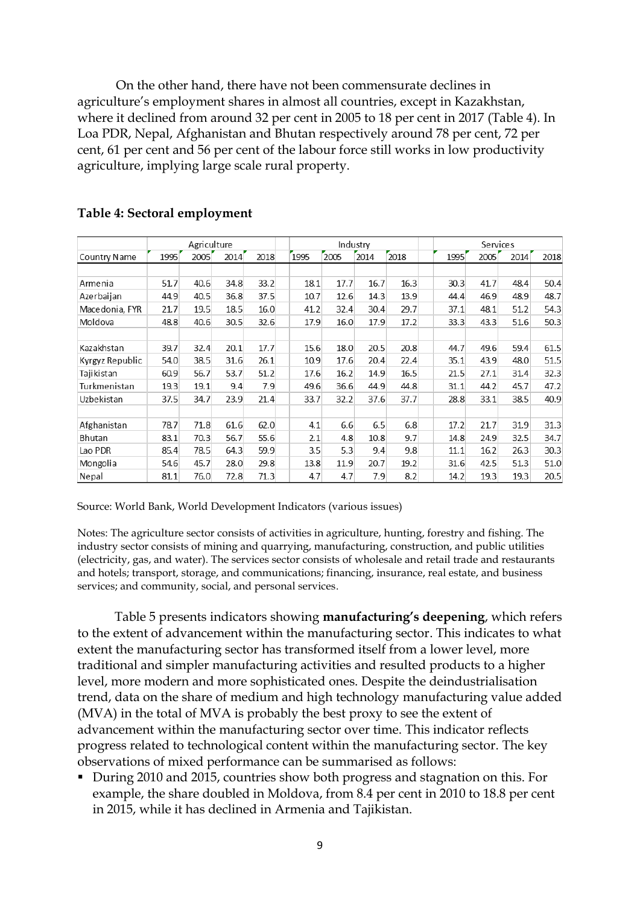On the other hand, there have not been commensurate declines in agriculture's employment shares in almost all countries, except in Kazakhstan, where it declined from around 32 per cent in 2005 to 18 per cent in 2017 (Table 4). In Loa PDR, Nepal, Afghanistan and Bhutan respectively around 78 per cent, 72 per cent, 61 per cent and 56 per cent of the labour force still works in low productivity agriculture, implying large scale rural property.

**Table 4: Sectoral employment**

| | Agriculture | | | | Industry | | | | Services | | | |
|---|---|---|---|---|---|---|---|---|---|---|---|---|
| Country Name | 1995 | 2005 | 2014 | 2018 | 1995 | 2005 | 2014 | 2018 | 1995 | 2005 | 2014 | 2018 |
| Armenia | 51.7 | 40.6 | 34.8 | 33.2 | 18.1 | 17.7 | 16.7 | 16.3 | 30.3 | 41.7 | 48.4 | 50.4 |
| Azerbaijan | 44.9 | 40.5 | 36.8 | 37.5 | 10.7 | 12.6 | 14.3 | 13.9 | 44.4 | 46.9 | 48.9 | 48.7 |
| Macedonia, FYR | 21.7 | 19.5 | 18.5 | 16.0 | 41.2 | 32.4 | 30.4 | 29.7 | 37.1 | 48.1 | 51.2 | 54.3 |
| Moldova | 48.8 | 40.6 | 30.5 | 32.6 | 17.9 | 16.0 | 17.9 | 17.2 | 33.3 | 43.3 | 51.6 | 50.3 |
| Kazakhstan | 39.7 | 32.4 | 20.1 | 17.7 | 15.6 | 18.0 | 20.5 | 20.8 | 44.7 | 49.6 | 59.4 | 61.5 |
| Kyrgyz Republic | 54.0 | 38.5 | 31.6 | 26.1 | 10.9 | 17.6 | 20.4 | 22.4 | 35.1 | 43.9 | 48.0 | 51.5 |
| Tajikistan | 60.9 | 56.7 | 53.7 | 51.2 | 17.6 | 16.2 | 14.9 | 16.5 | 21.5 | 27.1 | 31.4 | 32.3 |
| Turkmenistan | 19.3 | 19.1 | 9.4 | 7.9 | 49.6 | 36.6 | 44.9 | 44.8 | 31.1 | 44.2 | 45.7 | 47.2 |
| Uzbekistan | 37.5 | 34.7 | 23.9 | 21.4 | 33.7 | 32.2 | 37.6 | 37.7 | 28.8 | 33.1 | 38.5 | 40.9 |
| Afghanistan | 78.7 | 71.8 | 61.6 | 62.0 | 4.1 | 6.6 | 6.5 | 6.8 | 17.2 | 21.7 | 31.9 | 31.3 |
| Bhutan | 83.1 | 70.3 | 56.7 | 55.6 | 2.1 | 4.8 | 10.8 | 9.7 | 14.8 | 24.9 | 32.5 | 34.7 |
| Lao PDR | 85.4 | 78.5 | 64.3 | 59.9 | 3.5 | 5.3 | 9.4 | 9.8 | 11.1 | 16.2 | 26.3 | 30.3 |
| Mongolia | 54.6 | 45.7 | 28.0 | 29.8 | 13.8 | 11.9 | 20.7 | 19.2 | 31.6 | 42.5 | 51.3 | 51.0 |
| Nepal | 81.1 | 76.0 | 72.8 | 71.3 | 4.7 | 4.7 | 7.9 | 8.2 | 14.2 | 19.3 | 19.3 | 20.5 |

Source: World Bank, World Development Indicators (various issues)

Notes: The agriculture sector consists of activities in agriculture, hunting, forestry and fishing. The industry sector consists of mining and quarrying, manufacturing, construction, and public utilities (electricity, gas, and water). The services sector consists of wholesale and retail trade and restaurants and hotels; transport, storage, and communications; financing, insurance, real estate, and business services; and community, social, and personal services.

Table 5 presents indicators showing **manufacturing's deepening**, which refers to the extent of advancement within the manufacturing sector. This indicates to what extent the manufacturing sector has transformed itself from a lower level, more traditional and simpler manufacturing activities and resulted products to a higher level, more modern and more sophisticated ones. Despite the deindustrialisation trend, data on the share of medium and high technology manufacturing value added (MVA) in the total of MVA is probably the best proxy to see the extent of advancement within the manufacturing sector over time. This indicator reflects progress related to technological content within the manufacturing sector. The key observations of mixed performance can be summarised as follows:

- During 2010 and 2015, countries show both progress and stagnation on this. For example, the share doubled in Moldova, from 8.4 per cent in 2010 to 18.8 per cent in 2015, while it has declined in Armenia and Tajikistan.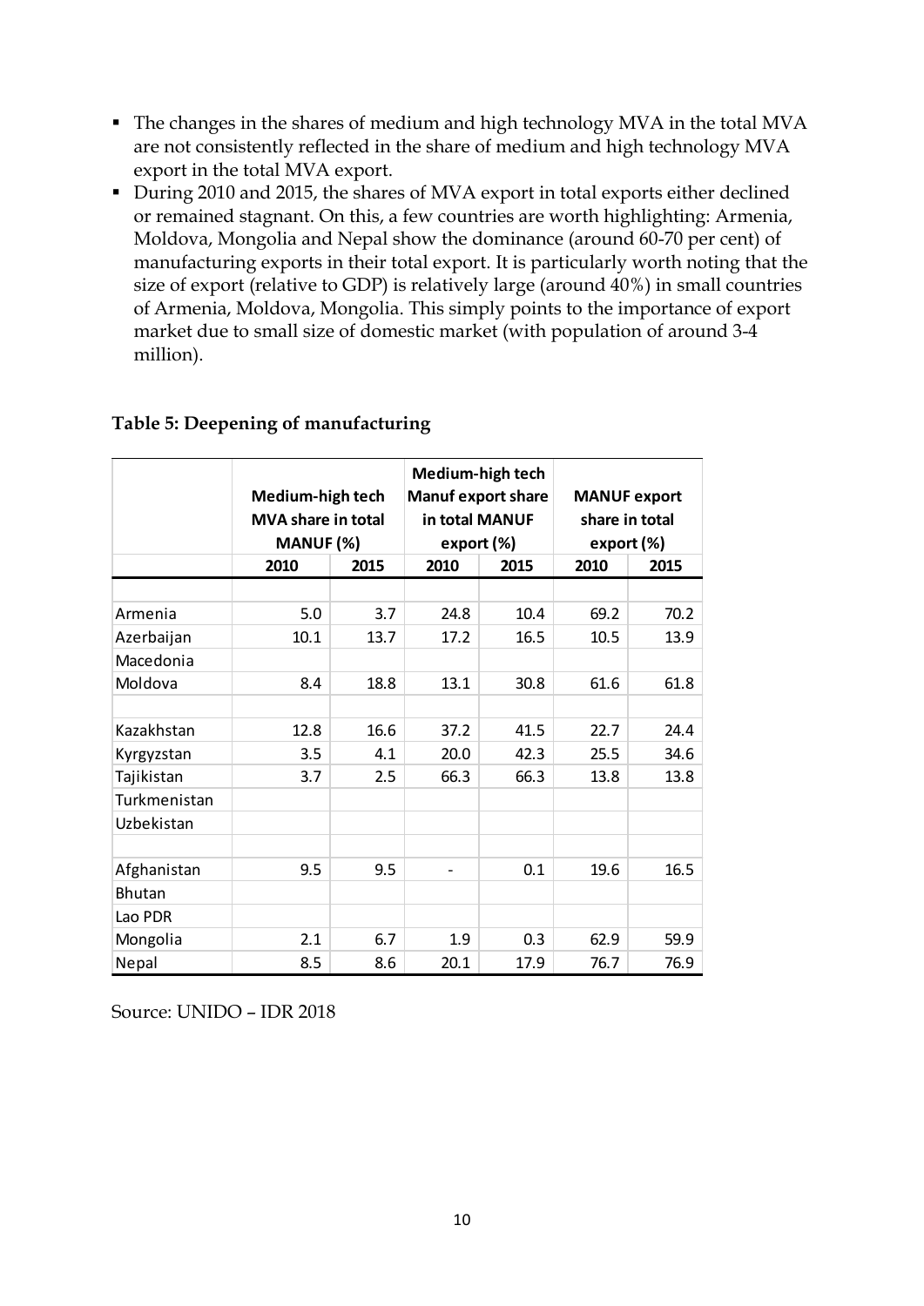- The changes in the shares of medium and high technology MVA in the total MVA are not consistently reflected in the share of medium and high technology MVA export in the total MVA export.
- During 2010 and 2015, the shares of MVA export in total exports either declined or remained stagnant. On this, a few countries are worth highlighting: Armenia, Moldova, Mongolia and Nepal show the dominance (around 60-70 per cent) of manufacturing exports in their total export. It is particularly worth noting that the size of export (relative to GDP) is relatively large (around 40%) in small countries of Armenia, Moldova, Mongolia. This simply points to the importance of export market due to small size of domestic market (with population of around 3-4 million).

**Table 5: Deepening of manufacturing**

| | Medium-high tech MVA share in total MANUF (%) | | Medium-high tech Manuf export share in total MANUF export (%) | | MANUF export share in total export (%) | |
|---|---|---|---|---|---|---|
| | 2010 | 2015 | 2010 | 2015 | 2010 | 2015 |
| | | | | | | |
| Armenia | 5.0 | 3.7 | 24.8 | 10.4 | 69.2 | 70.2 |
| Azerbaijan | 10.1 | 13.7 | 17.2 | 16.5 | 10.5 | 13.9 |
| Macedonia | | | | | | |
| Moldova | 8.4 | 18.8 | 13.1 | 30.8 | 61.6 | 61.8 |
| | | | | | | |
| Kazakhstan | 12.8 | 16.6 | 37.2 | 41.5 | 22.7 | 24.4 |
| Kyrgyzstan | 3.5 | 4.1 | 20.0 | 42.3 | 25.5 | 34.6 |
| Tajikistan | 3.7 | 2.5 | 66.3 | 66.3 | 13.8 | 13.8 |
| Turkmenistan | | | | | | |
| Uzbekistan | | | | | | |
| | | | | | | |
| Afghanistan | 9.5 | 9.5 | - | 0.1 | 19.6 | 16.5 |
| Bhutan | | | | | | |
| Lao PDR | | | | | | |
| Mongolia | 2.1 | 6.7 | 1.9 | 0.3 | 62.9 | 59.9 |
| Nepal | 8.5 | 8.6 | 20.1 | 17.9 | 76.7 | 76.9 |

Source: UNIDO – IDR 2018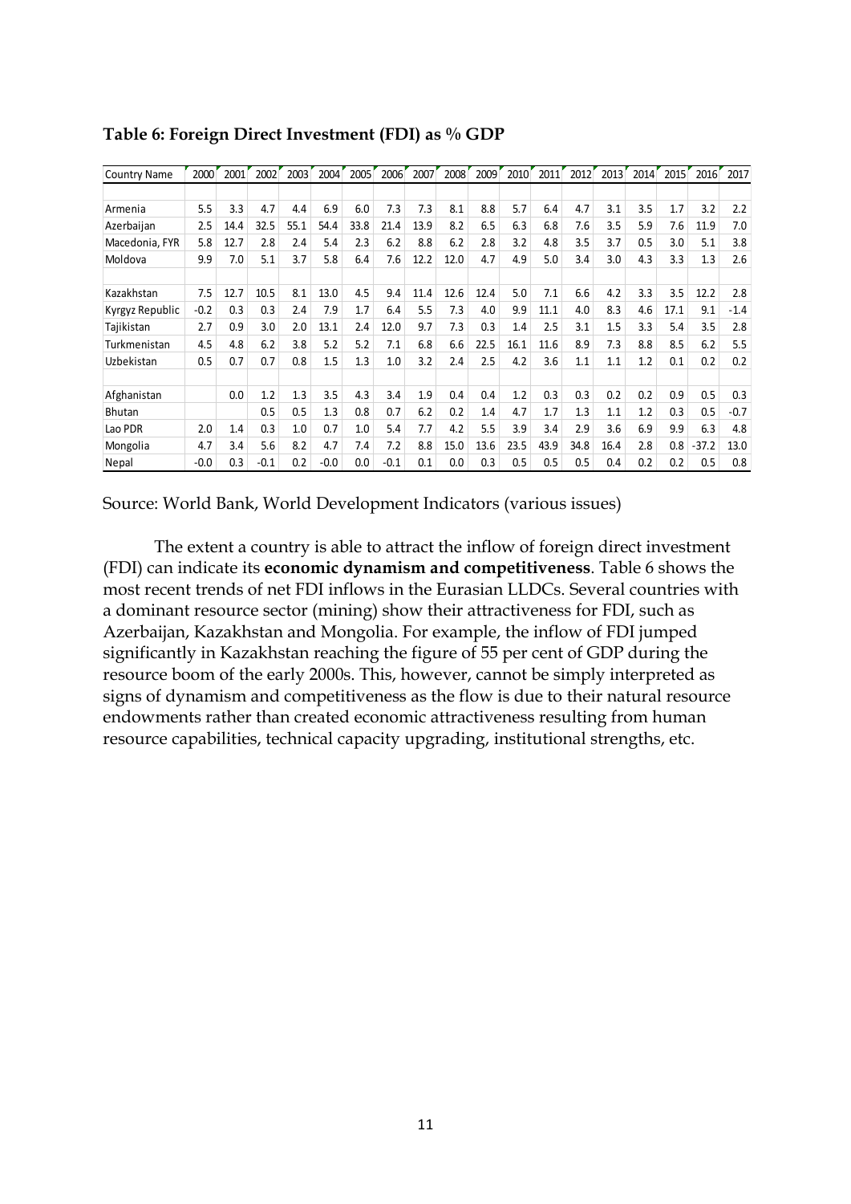**Table 6: Foreign Direct Investment (FDI) as % GDP**

| Country Name | 2000 | 2001 | 2002 | 2003 | 2004 | 2005 | 2006 | 2007 | 2008 | 2009 | 2010 | 2011 | 2012 | 2013 | 2014 | 2015 | 2016 | 2017 |
|---|---|---|---|---|---|---|---|---|---|---|---|---|---|---|---|---|---|---|
| | | | | | | | | | | | | | | | | | | |
| Armenia | 5.5 | 3.3 | 4.7 | 4.4 | 6.9 | 6.0 | 7.3 | 7.3 | 8.1 | 8.8 | 5.7 | 6.4 | 4.7 | 3.1 | 3.5 | 1.7 | 3.2 | 2.2 |
| Azerbaijan | 2.5 | 14.4 | 32.5 | 55.1 | 54.4 | 33.8 | 21.4 | 13.9 | 8.2 | 6.5 | 6.3 | 6.8 | 7.6 | 3.5 | 5.9 | 7.6 | 11.9 | 7.0 |
| Macedonia, FYR | 5.8 | 12.7 | 2.8 | 2.4 | 5.4 | 2.3 | 6.2 | 8.8 | 6.2 | 2.8 | 3.2 | 4.8 | 3.5 | 3.7 | 0.5 | 3.0 | 5.1 | 3.8 |
| Moldova | 9.9 | 7.0 | 5.1 | 3.7 | 5.8 | 6.4 | 7.6 | 12.2 | 12.0 | 4.7 | 4.9 | 5.0 | 3.4 | 3.0 | 4.3 | 3.3 | 1.3 | 2.6 |
| | | | | | | | | | | | | | | | | | | |
| Kazakhstan | 7.5 | 12.7 | 10.5 | 8.1 | 13.0 | 4.5 | 9.4 | 11.4 | 12.6 | 12.4 | 5.0 | 7.1 | 6.6 | 4.2 | 3.3 | 3.5 | 12.2 | 2.8 |
| Kyrgyz Republic | -0.2 | 0.3 | 0.3 | 2.4 | 7.9 | 1.7 | 6.4 | 5.5 | 7.3 | 4.0 | 9.9 | 11.1 | 4.0 | 8.3 | 4.6 | 17.1 | 9.1 | -1.4 |
| Tajikistan | 2.7 | 0.9 | 3.0 | 2.0 | 13.1 | 2.4 | 12.0 | 9.7 | 7.3 | 0.3 | 1.4 | 2.5 | 3.1 | 1.5 | 3.3 | 5.4 | 3.5 | 2.8 |
| Turkmenistan | 4.5 | 4.8 | 6.2 | 3.8 | 5.2 | 5.2 | 7.1 | 6.8 | 6.6 | 22.5 | 16.1 | 11.6 | 8.9 | 7.3 | 8.8 | 8.5 | 6.2 | 5.5 |
| Uzbekistan | 0.5 | 0.7 | 0.7 | 0.8 | 1.5 | 1.3 | 1.0 | 3.2 | 2.4 | 2.5 | 4.2 | 3.6 | 1.1 | 1.1 | 1.2 | 0.1 | 0.2 | 0.2 |
| | | | | | | | | | | | | | | | | | | |
| Afghanistan | | 0.0 | 1.2 | 1.3 | 3.5 | 4.3 | 3.4 | 1.9 | 0.4 | 0.4 | 1.2 | 0.3 | 0.3 | 0.2 | 0.2 | 0.9 | 0.5 | 0.3 |
| Bhutan | | | 0.5 | 0.5 | 1.3 | 0.8 | 0.7 | 6.2 | 0.2 | 1.4 | 4.7 | 1.7 | 1.3 | 1.1 | 1.2 | 0.3 | 0.5 | -0.7 |
| Lao PDR | 2.0 | 1.4 | 0.3 | 1.0 | 0.7 | 1.0 | 5.4 | 7.7 | 4.2 | 5.5 | 3.9 | 3.4 | 2.9 | 3.6 | 6.9 | 9.9 | 6.3 | 4.8 |
| Mongolia | 4.7 | 3.4 | 5.6 | 8.2 | 4.7 | 7.4 | 7.2 | 8.8 | 15.0 | 13.6 | 23.5 | 43.9 | 34.8 | 16.4 | 2.8 | 0.8 | -37.2 | 13.0 |
| Nepal | -0.0 | 0.3 | -0.1 | 0.2 | -0.0 | 0.0 | -0.1 | 0.1 | 0.0 | 0.3 | 0.5 | 0.5 | 0.5 | 0.4 | 0.2 | 0.2 | 0.5 | 0.8 |

Source: World Bank, World Development Indicators (various issues)

The extent a country is able to attract the inflow of foreign direct investment (FDI) can indicate its **economic dynamism and competitiveness**. Table 6 shows the most recent trends of net FDI inflows in the Eurasian LLDCs. Several countries with a dominant resource sector (mining) show their attractiveness for FDI, such as Azerbaijan, Kazakhstan and Mongolia. For example, the inflow of FDI jumped significantly in Kazakhstan reaching the figure of 55 per cent of GDP during the resource boom of the early 2000s. This, however, cannot be simply interpreted as signs of dynamism and competitiveness as the flow is due to their natural resource endowments rather than created economic attractiveness resulting from human resource capabilities, technical capacity upgrading, institutional strengths, etc.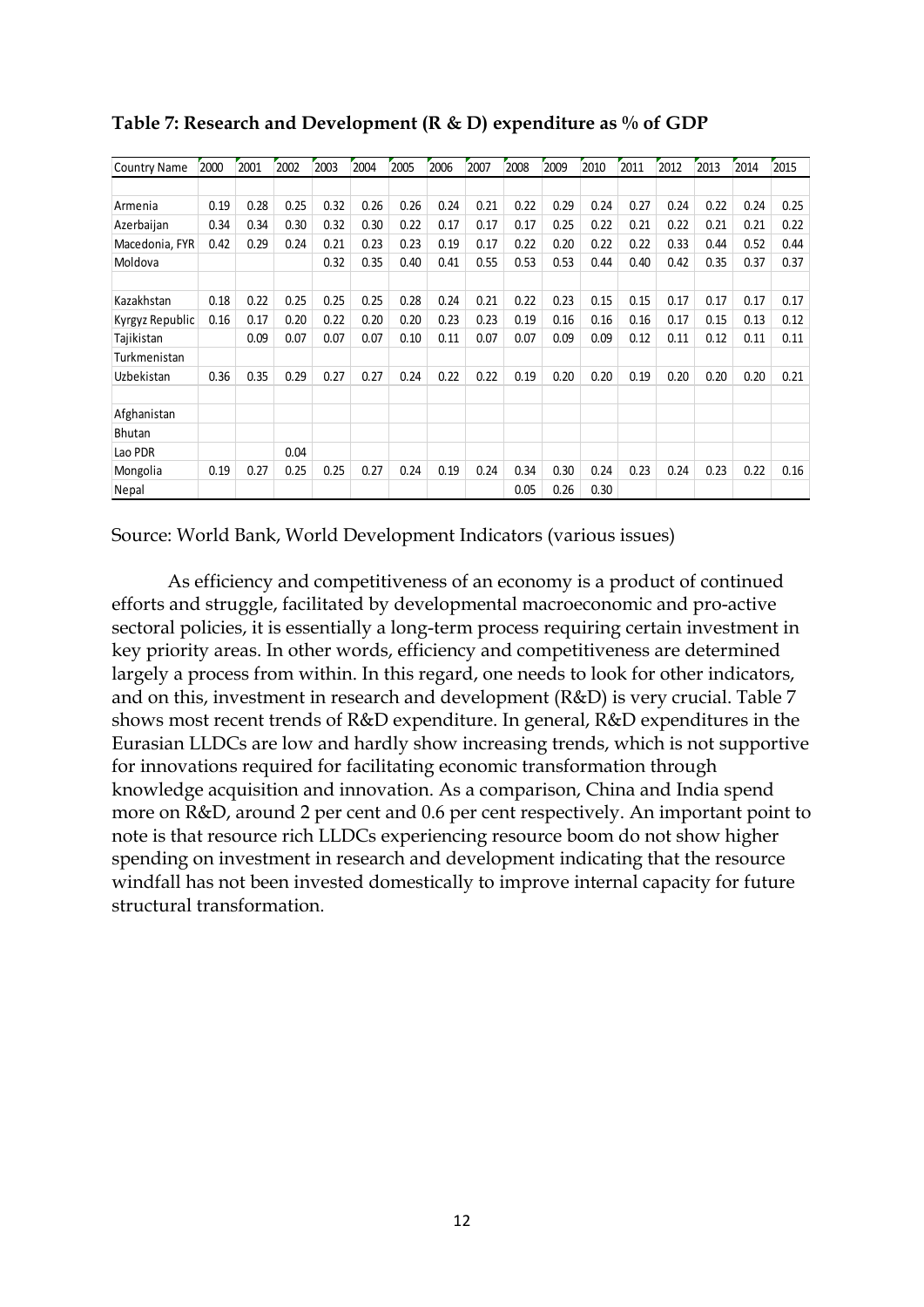**Table 7: Research and Development (R & D) expenditure as % of GDP**

| Country Name | 2000 | 2001 | 2002 | 2003 | 2004 | 2005 | 2006 | 2007 | 2008 | 2009 | 2010 | 2011 | 2012 | 2013 | 2014 | 2015 |
|---|---|---|---|---|---|---|---|---|---|---|---|---|---|---|---|---|
| | | | | | | | | | | | | | | | | |
| Armenia | 0.19 | 0.28 | 0.25 | 0.32 | 0.26 | 0.26 | 0.24 | 0.21 | 0.22 | 0.29 | 0.24 | 0.27 | 0.24 | 0.22 | 0.24 | 0.25 |
| Azerbaijan | 0.34 | 0.34 | 0.30 | 0.32 | 0.30 | 0.22 | 0.17 | 0.17 | 0.17 | 0.25 | 0.22 | 0.21 | 0.22 | 0.21 | 0.21 | 0.22 |
| Macedonia, FYR | 0.42 | 0.29 | 0.24 | 0.21 | 0.23 | 0.23 | 0.19 | 0.17 | 0.22 | 0.20 | 0.22 | 0.22 | 0.33 | 0.44 | 0.52 | 0.44 |
| Moldova | | | | 0.32 | 0.35 | 0.40 | 0.41 | 0.55 | 0.53 | 0.53 | 0.44 | 0.40 | 0.42 | 0.35 | 0.37 | 0.37 |
| | | | | | | | | | | | | | | | | |
| Kazakhstan | 0.18 | 0.22 | 0.25 | 0.25 | 0.25 | 0.28 | 0.24 | 0.21 | 0.22 | 0.23 | 0.15 | 0.15 | 0.17 | 0.17 | 0.17 | 0.17 |
| Kyrgyz Republic | 0.16 | 0.17 | 0.20 | 0.22 | 0.20 | 0.20 | 0.23 | 0.23 | 0.19 | 0.16 | 0.16 | 0.16 | 0.17 | 0.15 | 0.13 | 0.12 |
| Tajikistan | | 0.09 | 0.07 | 0.07 | 0.07 | 0.10 | 0.11 | 0.07 | 0.07 | 0.09 | 0.09 | 0.12 | 0.11 | 0.12 | 0.11 | 0.11 |
| Turkmenistan | | | | | | | | | | | | | | | | |
| Uzbekistan | 0.36 | 0.35 | 0.29 | 0.27 | 0.27 | 0.24 | 0.22 | 0.22 | 0.19 | 0.20 | 0.20 | 0.19 | 0.20 | 0.20 | 0.20 | 0.21 |
| | | | | | | | | | | | | | | | | |
| Afghanistan | | | | | | | | | | | | | | | | |
| Bhutan | | | | | | | | | | | | | | | | |
| Lao PDR | | | 0.04 | | | | | | | | | | | | | |
| Mongolia | 0.19 | 0.27 | 0.25 | 0.25 | 0.27 | 0.24 | 0.19 | 0.24 | 0.34 | 0.30 | 0.24 | 0.23 | 0.24 | 0.23 | 0.22 | 0.16 |
| Nepal | | | | | | | | | 0.05 | 0.26 | 0.30 | | | | | |

Source: World Bank, World Development Indicators (various issues)

As efficiency and competitiveness of an economy is a product of continued efforts and struggle, facilitated by developmental macroeconomic and pro-active sectoral policies, it is essentially a long-term process requiring certain investment in key priority areas. In other words, efficiency and competitiveness are determined largely a process from within. In this regard, one needs to look for other indicators, and on this, investment in research and development (R&D) is very crucial. Table 7 shows most recent trends of R&D expenditure. In general, R&D expenditures in the Eurasian LLDCs are low and hardly show increasing trends, which is not supportive for innovations required for facilitating economic transformation through knowledge acquisition and innovation. As a comparison, China and India spend more on R&D, around 2 per cent and 0.6 per cent respectively. An important point to note is that resource rich LLDCs experiencing resource boom do not show higher spending on investment in research and development indicating that the resource windfall has not been invested domestically to improve internal capacity for future structural transformation.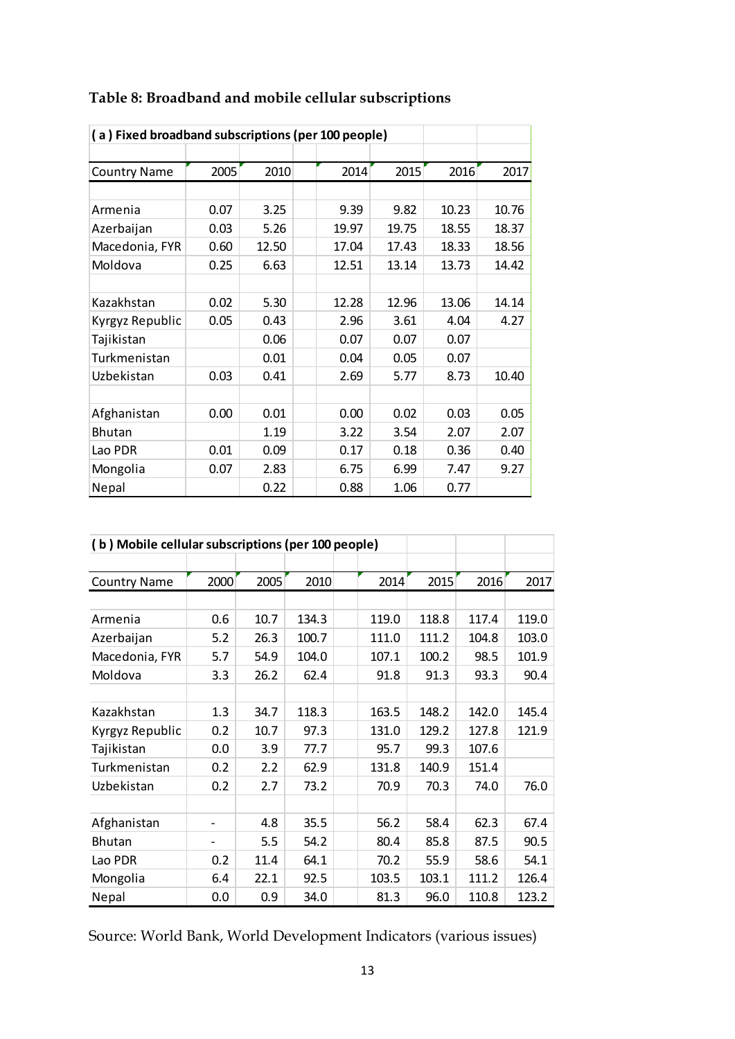**Table 8: Broadband and mobile cellular subscriptions**

| **( a ) Fixed broadband subscriptions (per 100 people)** | | | | | | |
|---|---|---|---|---|---|---|
| Country Name | 2005 | 2010 | 2014 | 2015 | 2016 | 2017 |
| | | | | | | |
| Armenia | 0.07 | 3.25 | 9.39 | 9.82 | 10.23 | 10.76 |
| Azerbaijan | 0.03 | 5.26 | 19.97 | 19.75 | 18.55 | 18.37 |
| Macedonia, FYR | 0.60 | 12.50 | 17.04 | 17.43 | 18.33 | 18.56 |
| Moldova | 0.25 | 6.63 | 12.51 | 13.14 | 13.73 | 14.42 |
| | | | | | | |
| Kazakhstan | 0.02 | 5.30 | 12.28 | 12.96 | 13.06 | 14.14 |
| Kyrgyz Republic | 0.05 | 0.43 | 2.96 | 3.61 | 4.04 | 4.27 |
| Tajikistan | | 0.06 | 0.07 | 0.07 | 0.07 | |
| Turkmenistan | | 0.01 | 0.04 | 0.05 | 0.07 | |
| Uzbekistan | 0.03 | 0.41 | 2.69 | 5.77 | 8.73 | 10.40 |
| | | | | | | |
| Afghanistan | 0.00 | 0.01 | 0.00 | 0.02 | 0.03 | 0.05 |
| Bhutan | | 1.19 | 3.22 | 3.54 | 2.07 | 2.07 |
| Lao PDR | 0.01 | 0.09 | 0.17 | 0.18 | 0.36 | 0.40 |
| Mongolia | 0.07 | 2.83 | 6.75 | 6.99 | 7.47 | 9.27 |
| Nepal | | 0.22 | 0.88 | 1.06 | 0.77 | |

| **( b ) Mobile cellular subscriptions (per 100 people)** | | | | | | | |
|---|---|---|---|---|---|---|---|
| Country Name | 2000 | 2005 | 2010 | 2014 | 2015 | 2016 | 2017 |
| | | | | | | | |
| Armenia | 0.6 | 10.7 | 134.3 | 119.0 | 118.8 | 117.4 | 119.0 |
| Azerbaijan | 5.2 | 26.3 | 100.7 | 111.0 | 111.2 | 104.8 | 103.0 |
| Macedonia, FYR | 5.7 | 54.9 | 104.0 | 107.1 | 100.2 | 98.5 | 101.9 |
| Moldova | 3.3 | 26.2 | 62.4 | 91.8 | 91.3 | 93.3 | 90.4 |
| | | | | | | | |
| Kazakhstan | 1.3 | 34.7 | 118.3 | 163.5 | 148.2 | 142.0 | 145.4 |
| Kyrgyz Republic | 0.2 | 10.7 | 97.3 | 131.0 | 129.2 | 127.8 | 121.9 |
| Tajikistan | 0.0 | 3.9 | 77.7 | 95.7 | 99.3 | 107.6 | |
| Turkmenistan | 0.2 | 2.2 | 62.9 | 131.8 | 140.9 | 151.4 | |
| Uzbekistan | 0.2 | 2.7 | 73.2 | 70.9 | 70.3 | 74.0 | 76.0 |
| | | | | | | | |
| Afghanistan | - | 4.8 | 35.5 | 56.2 | 58.4 | 62.3 | 67.4 |
| Bhutan | - | 5.5 | 54.2 | 80.4 | 85.8 | 87.5 | 90.5 |
| Lao PDR | 0.2 | 11.4 | 64.1 | 70.2 | 55.9 | 58.6 | 54.1 |
| Mongolia | 6.4 | 22.1 | 92.5 | 103.5 | 103.1 | 111.2 | 126.4 |
| Nepal | 0.0 | 0.9 | 34.0 | 81.3 | 96.0 | 110.8 | 123.2 |

Source: World Bank, World Development Indicators (various issues)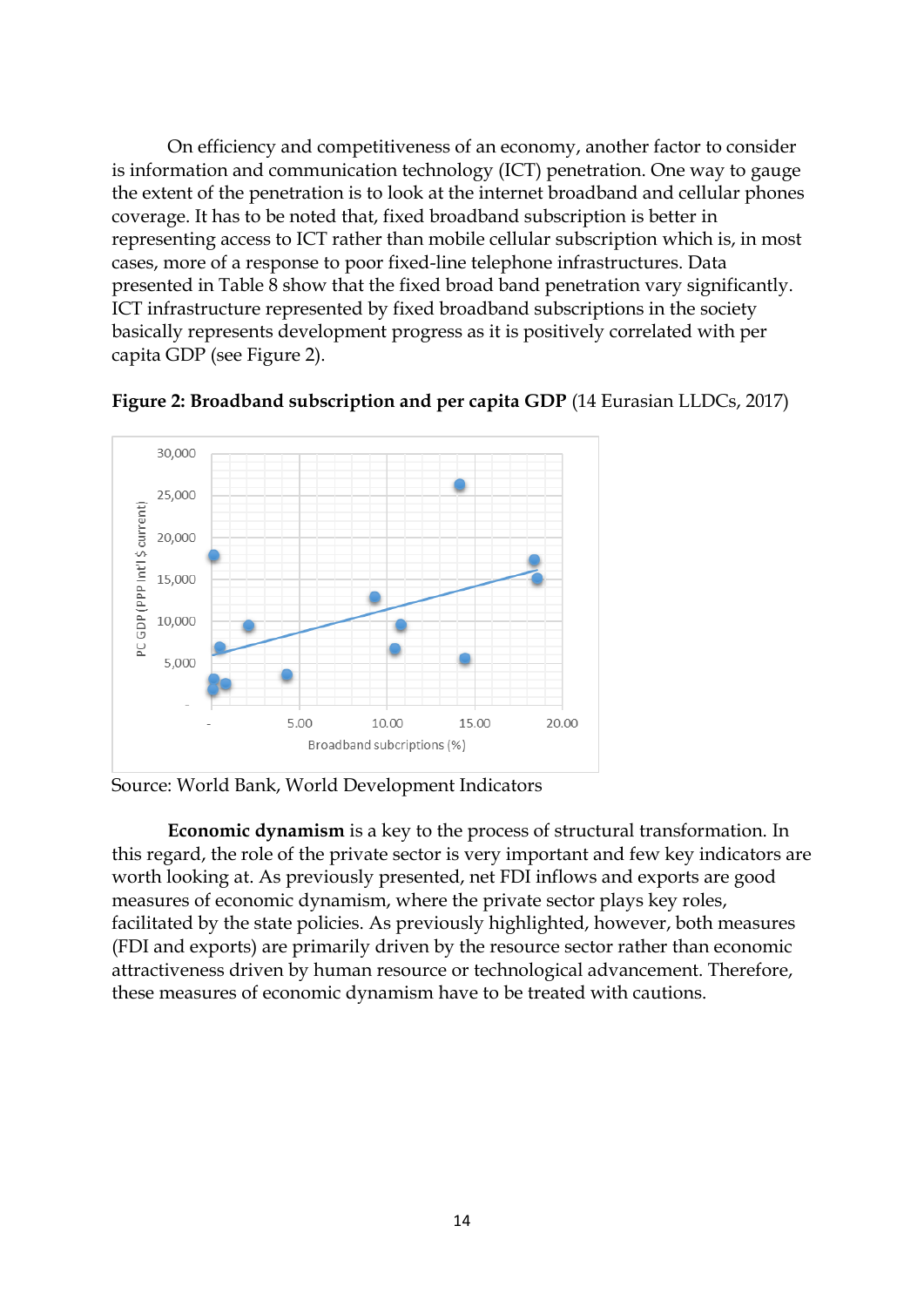On efficiency and competitiveness of an economy, another factor to consider is information and communication technology (ICT) penetration. One way to gauge the extent of the penetration is to look at the internet broadband and cellular phones coverage. It has to be noted that, fixed broadband subscription is better in representing access to ICT rather than mobile cellular subscription which is, in most cases, more of a response to poor fixed-line telephone infrastructures. Data presented in Table 8 show that the fixed broad band penetration vary significantly. ICT infrastructure represented by fixed broadband subscriptions in the society basically represents development progress as it is positively correlated with per capita GDP (see Figure 2).

**Figure 2: Broadband subscription and per capita GDP** (14 Eurasian LLDCs, 2017)

Source: World Bank, World Development Indicators

**Economic dynamism** is a key to the process of structural transformation. In this regard, the role of the private sector is very important and few key indicators are worth looking at. As previously presented, net FDI inflows and exports are good measures of economic dynamism, where the private sector plays key roles, facilitated by the state policies. As previously highlighted, however, both measures (FDI and exports) are primarily driven by the resource sector rather than economic attractiveness driven by human resource or technological advancement. Therefore, these measures of economic dynamism have to be treated with cautions.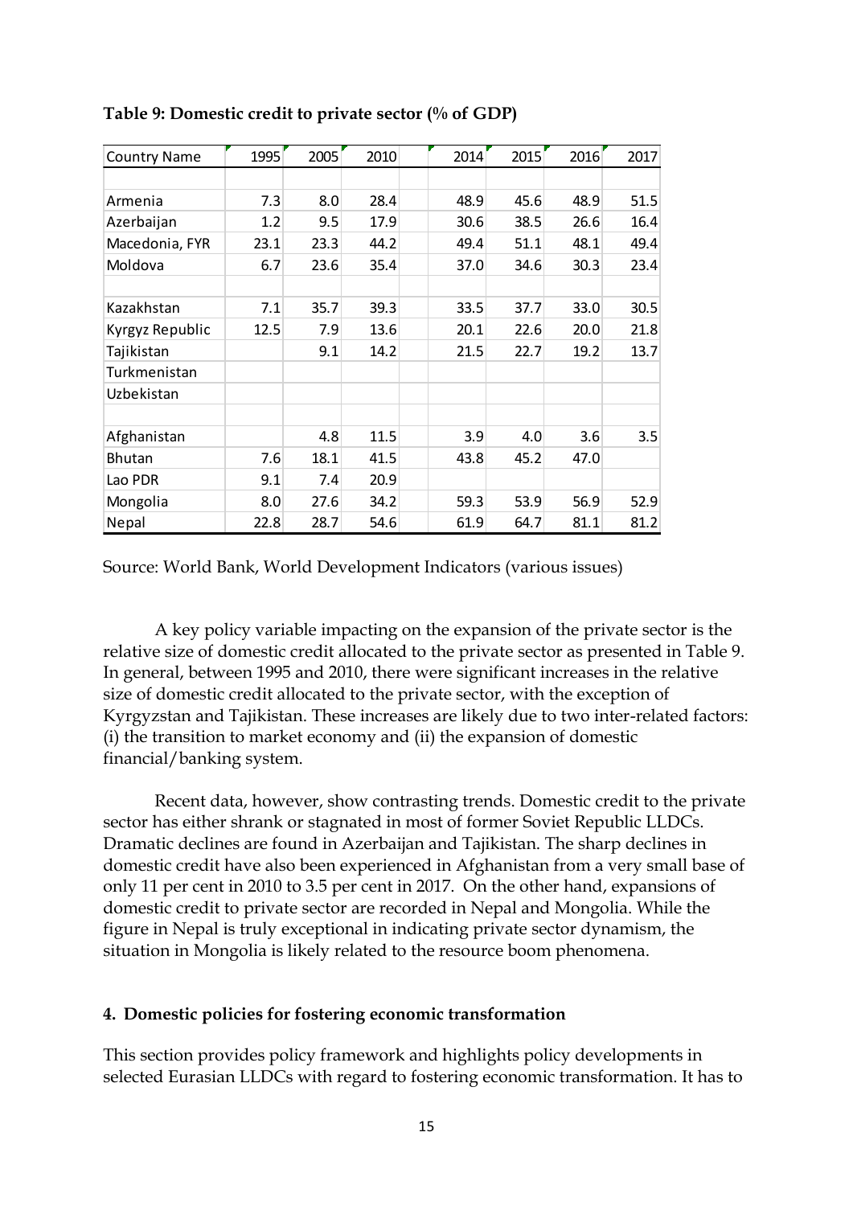**Table 9: Domestic credit to private sector (% of GDP)**

| Country Name | 1995 | 2005 | 2010 | 2014 | 2015 | 2016 | 2017 |
|---|---|---|---|---|---|---|---|
| | | | | | | | |
| Armenia | 7.3 | 8.0 | 28.4 | 48.9 | 45.6 | 48.9 | 51.5 |
| Azerbaijan | 1.2 | 9.5 | 17.9 | 30.6 | 38.5 | 26.6 | 16.4 |
| Macedonia, FYR | 23.1 | 23.3 | 44.2 | 49.4 | 51.1 | 48.1 | 49.4 |
| Moldova | 6.7 | 23.6 | 35.4 | 37.0 | 34.6 | 30.3 | 23.4 |
| | | | | | | | |
| Kazakhstan | 7.1 | 35.7 | 39.3 | 33.5 | 37.7 | 33.0 | 30.5 |
| Kyrgyz Republic | 12.5 | 7.9 | 13.6 | 20.1 | 22.6 | 20.0 | 21.8 |
| Tajikistan | | 9.1 | 14.2 | 21.5 | 22.7 | 19.2 | 13.7 |
| Turkmenistan | | | | | | | |
| Uzbekistan | | | | | | | |
| | | | | | | | |
| Afghanistan | | 4.8 | 11.5 | 3.9 | 4.0 | 3.6 | 3.5 |
| Bhutan | 7.6 | 18.1 | 41.5 | 43.8 | 45.2 | 47.0 | |
| Lao PDR | 9.1 | 7.4 | 20.9 | | | | |
| Mongolia | 8.0 | 27.6 | 34.2 | 59.3 | 53.9 | 56.9 | 52.9 |
| Nepal | 22.8 | 28.7 | 54.6 | 61.9 | 64.7 | 81.1 | 81.2 |

Source: World Bank, World Development Indicators (various issues)

A key policy variable impacting on the expansion of the private sector is the relative size of domestic credit allocated to the private sector as presented in Table 9. In general, between 1995 and 2010, there were significant increases in the relative size of domestic credit allocated to the private sector, with the exception of Kyrgyzstan and Tajikistan. These increases are likely due to two inter-related factors: (i) the transition to market economy and (ii) the expansion of domestic financial/banking system.

Recent data, however, show contrasting trends. Domestic credit to the private sector has either shrank or stagnated in most of former Soviet Republic LLDCs. Dramatic declines are found in Azerbaijan and Tajikistan. The sharp declines in domestic credit have also been experienced in Afghanistan from a very small base of only 11 per cent in 2010 to 3.5 per cent in 2017. On the other hand, expansions of domestic credit to private sector are recorded in Nepal and Mongolia. While the figure in Nepal is truly exceptional in indicating private sector dynamism, the situation in Mongolia is likely related to the resource boom phenomena.

## 4. Domestic policies for fostering economic transformation

This section provides policy framework and highlights policy developments in selected Eurasian LLDCs with regard to fostering economic transformation. It has to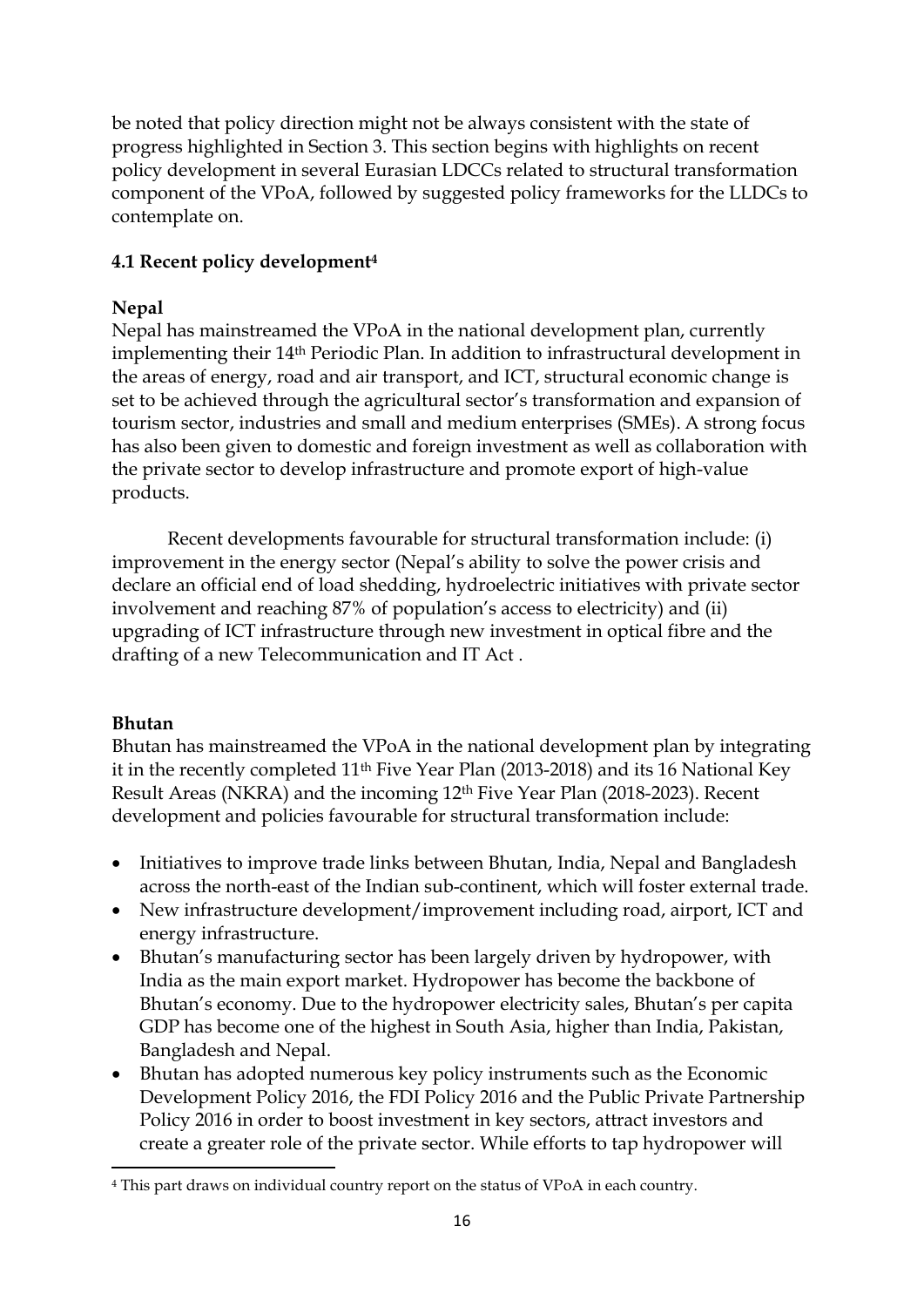be noted that policy direction might not be always consistent with the state of progress highlighted in Section 3. This section begins with highlights on recent policy development in several Eurasian LDCCs related to structural transformation component of the VPoA, followed by suggested policy frameworks for the LLDCs to contemplate on.

### 4.1 Recent policy development[4]

**Nepal**

Nepal has mainstreamed the VPoA in the national development plan, currently implementing their 14th Periodic Plan. In addition to infrastructural development in the areas of energy, road and air transport, and ICT, structural economic change is set to be achieved through the agricultural sector's transformation and expansion of tourism sector, industries and small and medium enterprises (SMEs). A strong focus has also been given to domestic and foreign investment as well as collaboration with the private sector to develop infrastructure and promote export of high-value products.

Recent developments favourable for structural transformation include: (i) improvement in the energy sector (Nepal's ability to solve the power crisis and declare an official end of load shedding, hydroelectric initiatives with private sector involvement and reaching 87% of population's access to electricity) and (ii) upgrading of ICT infrastructure through new investment in optical fibre and the drafting of a new Telecommunication and IT Act .

**Bhutan**

Bhutan has mainstreamed the VPoA in the national development plan by integrating it in the recently completed 11th Five Year Plan (2013-2018) and its 16 National Key Result Areas (NKRA) and the incoming 12th Five Year Plan (2018-2023). Recent development and policies favourable for structural transformation include:

- Initiatives to improve trade links between Bhutan, India, Nepal and Bangladesh across the north-east of the Indian sub-continent, which will foster external trade.
- New infrastructure development/improvement including road, airport, ICT and energy infrastructure.
- Bhutan's manufacturing sector has been largely driven by hydropower, with India as the main export market. Hydropower has become the backbone of Bhutan's economy. Due to the hydropower electricity sales, Bhutan's per capita GDP has become one of the highest in South Asia, higher than India, Pakistan, Bangladesh and Nepal.
- Bhutan has adopted numerous key policy instruments such as the Economic Development Policy 2016, the FDI Policy 2016 and the Public Private Partnership Policy 2016 in order to boost investment in key sectors, attract investors and create a greater role of the private sector. While efforts to tap hydropower will

[4] This part draws on individual country report on the status of VPoA in each country.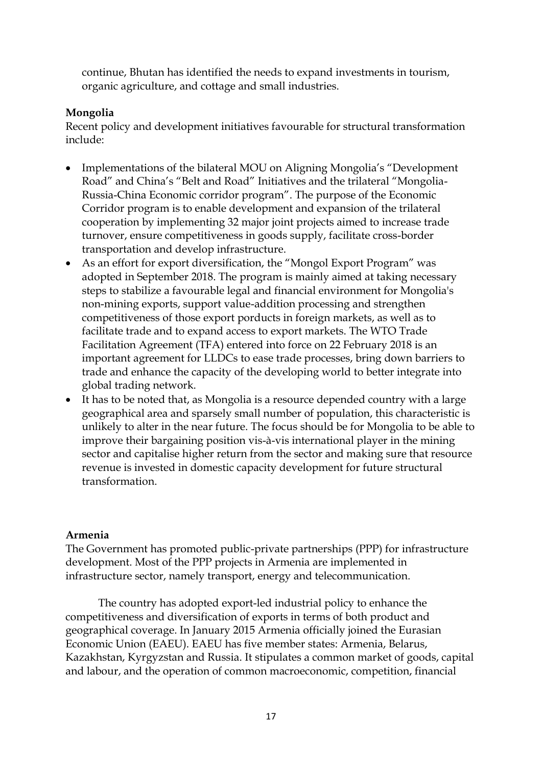continue, Bhutan has identified the needs to expand investments in tourism, organic agriculture, and cottage and small industries.

**Mongolia**

Recent policy and development initiatives favourable for structural transformation include:

- Implementations of the bilateral MOU on Aligning Mongolia's "Development Road" and China's "Belt and Road" Initiatives and the trilateral "Mongolia-Russia-China Economic corridor program". The purpose of the Economic Corridor program is to enable development and expansion of the trilateral cooperation by implementing 32 major joint projects aimed to increase trade turnover, ensure competitiveness in goods supply, facilitate cross-border transportation and develop infrastructure.
- As an effort for export diversification, the "Mongol Export Program" was adopted in September 2018. The program is mainly aimed at taking necessary steps to stabilize a favourable legal and financial environment for Mongolia's non-mining exports, support value-addition processing and strengthen competitiveness of those export porducts in foreign markets, as well as to facilitate trade and to expand access to export markets. The WTO Trade Facilitation Agreement (TFA) entered into force on 22 February 2018 is an important agreement for LLDCs to ease trade processes, bring down barriers to trade and enhance the capacity of the developing world to better integrate into global trading network.
- It has to be noted that, as Mongolia is a resource depended country with a large geographical area and sparsely small number of population, this characteristic is unlikely to alter in the near future. The focus should be for Mongolia to be able to improve their bargaining position vis-à-vis international player in the mining sector and capitalise higher return from the sector and making sure that resource revenue is invested in domestic capacity development for future structural transformation.

**Armenia**

The Government has promoted public-private partnerships (PPP) for infrastructure development. Most of the PPP projects in Armenia are implemented in infrastructure sector, namely transport, energy and telecommunication.

The country has adopted export-led industrial policy to enhance the competitiveness and diversification of exports in terms of both product and geographical coverage. In January 2015 Armenia officially joined the Eurasian Economic Union (EAEU). EAEU has five member states: Armenia, Belarus, Kazakhstan, Kyrgyzstan and Russia. It stipulates a common market of goods, capital and labour, and the operation of common macroeconomic, competition, financial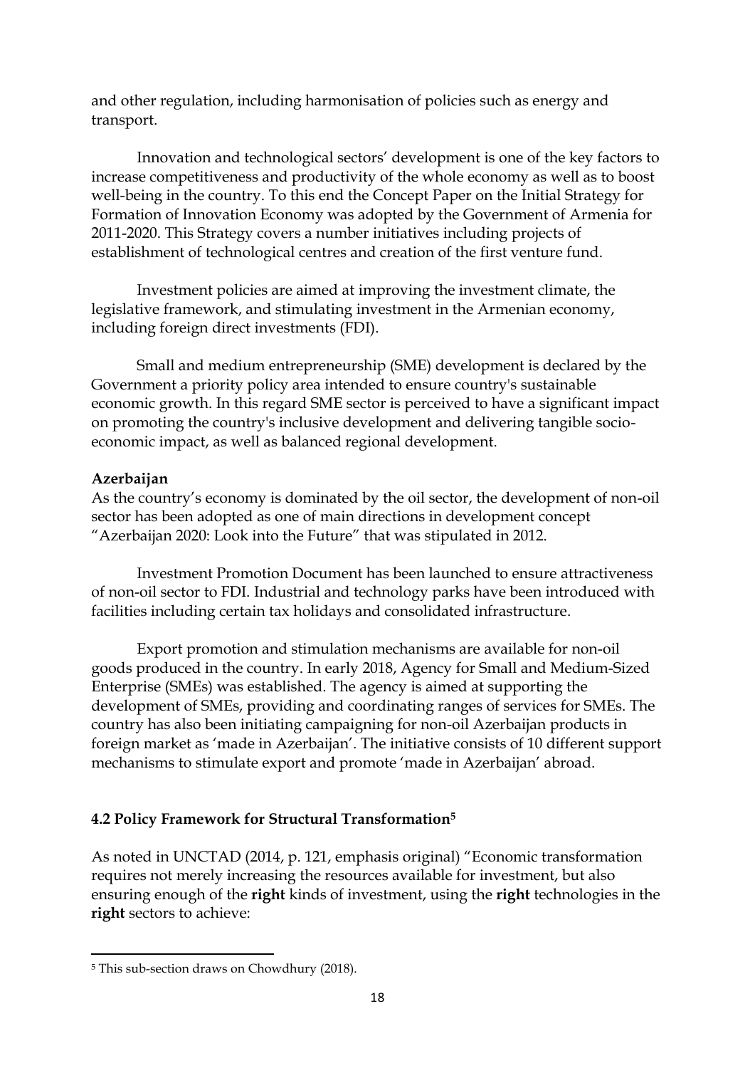and other regulation, including harmonisation of policies such as energy and transport.

Innovation and technological sectors' development is one of the key factors to increase competitiveness and productivity of the whole economy as well as to boost well-being in the country. To this end the Concept Paper on the Initial Strategy for Formation of Innovation Economy was adopted by the Government of Armenia for 2011-2020. This Strategy covers a number initiatives including projects of establishment of technological centres and creation of the first venture fund.

Investment policies are aimed at improving the investment climate, the legislative framework, and stimulating investment in the Armenian economy, including foreign direct investments (FDI).

Small and medium entrepreneurship (SME) development is declared by the Government a priority policy area intended to ensure country's sustainable economic growth. In this regard SME sector is perceived to have a significant impact on promoting the country's inclusive development and delivering tangible socio-economic impact, as well as balanced regional development.

**Azerbaijan**

As the country's economy is dominated by the oil sector, the development of non-oil sector has been adopted as one of main directions in development concept "Azerbaijan 2020: Look into the Future" that was stipulated in 2012.

Investment Promotion Document has been launched to ensure attractiveness of non-oil sector to FDI. Industrial and technology parks have been introduced with facilities including certain tax holidays and consolidated infrastructure.

Export promotion and stimulation mechanisms are available for non-oil goods produced in the country. In early 2018, Agency for Small and Medium-Sized Enterprise (SMEs) was established. The agency is aimed at supporting the development of SMEs, providing and coordinating ranges of services for SMEs. The country has also been initiating campaigning for non-oil Azerbaijan products in foreign market as 'made in Azerbaijan'. The initiative consists of 10 different support mechanisms to stimulate export and promote 'made in Azerbaijan' abroad.

### 4.2 Policy Framework for Structural Transformation[5]

As noted in UNCTAD (2014, p. 121, emphasis original) "Economic transformation requires not merely increasing the resources available for investment, but also ensuring enough of the **right** kinds of investment, using the **right** technologies in the **right** sectors to achieve:

[5] This sub-section draws on Chowdhury (2018).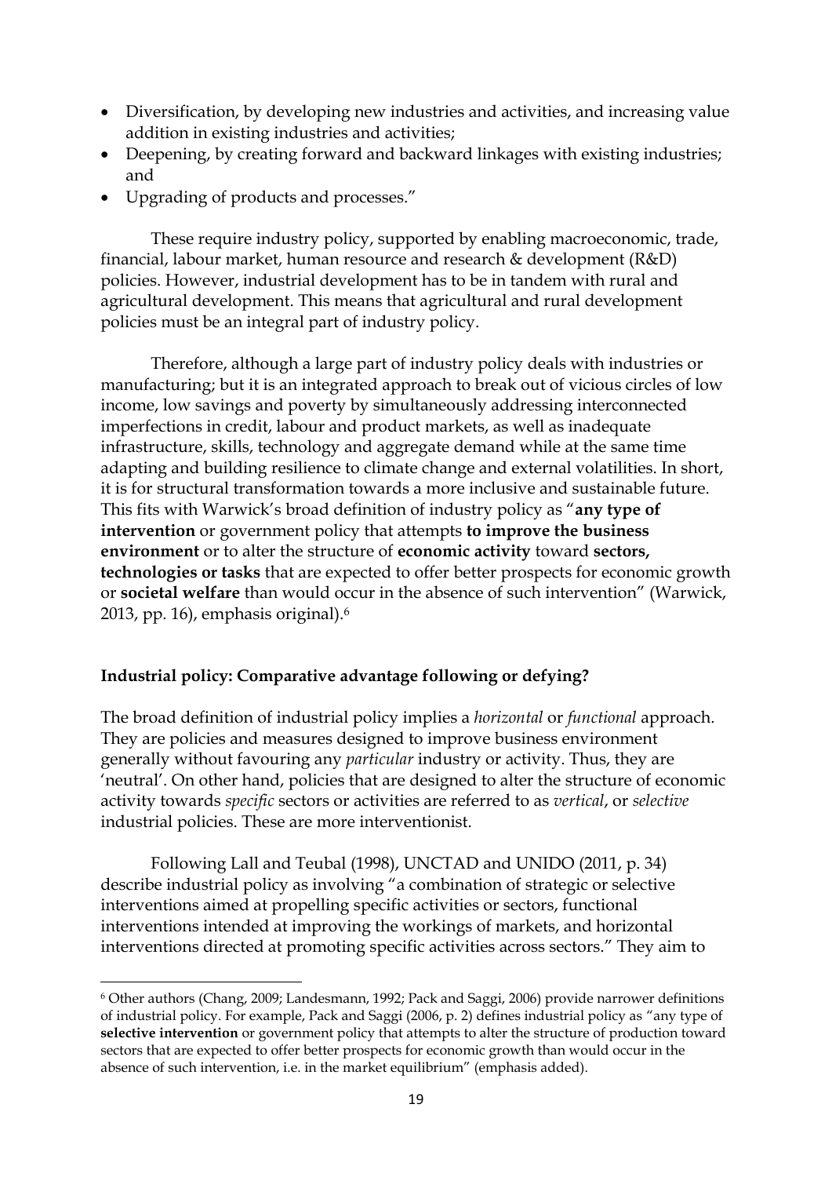- Diversification, by developing new industries and activities, and increasing value addition in existing industries and activities;
- Deepening, by creating forward and backward linkages with existing industries; and
- Upgrading of products and processes."

These require industry policy, supported by enabling macroeconomic, trade, financial, labour market, human resource and research & development (R&D) policies. However, industrial development has to be in tandem with rural and agricultural development. This means that agricultural and rural development policies must be an integral part of industry policy.

Therefore, although a large part of industry policy deals with industries or manufacturing; but it is an integrated approach to break out of vicious circles of low income, low savings and poverty by simultaneously addressing interconnected imperfections in credit, labour and product markets, as well as inadequate infrastructure, skills, technology and aggregate demand while at the same time adapting and building resilience to climate change and external volatilities. In short, it is for structural transformation towards a more inclusive and sustainable future. This fits with Warwick's broad definition of industry policy as "**any type of intervention** or government policy that attempts **to improve the business environment** or to alter the structure of **economic activity** toward **sectors, technologies or tasks** that are expected to offer better prospects for economic growth or **societal welfare** than would occur in the absence of such intervention" (Warwick, 2013, pp. 16), emphasis original).[6]

**Industrial policy: Comparative advantage following or defying?**

The broad definition of industrial policy implies a *horizontal* or *functional* approach. They are policies and measures designed to improve business environment generally without favouring any *particular* industry or activity. Thus, they are 'neutral'. On other hand, policies that are designed to alter the structure of economic activity towards *specific* sectors or activities are referred to as *vertical*, or *selective* industrial policies. These are more interventionist.

Following Lall and Teubal (1998), UNCTAD and UNIDO (2011, p. 34) describe industrial policy as involving "a combination of strategic or selective interventions aimed at propelling specific activities or sectors, functional interventions intended at improving the workings of markets, and horizontal interventions directed at promoting specific activities across sectors." They aim to

[6] Other authors (Chang, 2009; Landesmann, 1992; Pack and Saggi, 2006) provide narrower definitions of industrial policy. For example, Pack and Saggi (2006, p. 2) defines industrial policy as "any type of **selective intervention** or government policy that attempts to alter the structure of production toward sectors that are expected to offer better prospects for economic growth than would occur in the absence of such intervention, i.e. in the market equilibrium" (emphasis added).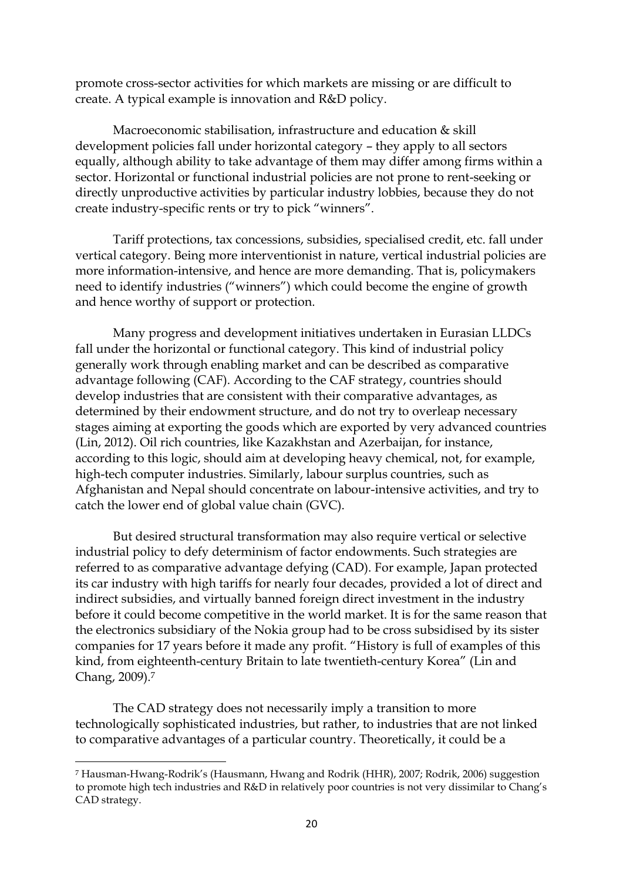promote cross-sector activities for which markets are missing or are difficult to create. A typical example is innovation and R&D policy.

Macroeconomic stabilisation, infrastructure and education & skill development policies fall under horizontal category – they apply to all sectors equally, although ability to take advantage of them may differ among firms within a sector. Horizontal or functional industrial policies are not prone to rent-seeking or directly unproductive activities by particular industry lobbies, because they do not create industry-specific rents or try to pick "winners".

Tariff protections, tax concessions, subsidies, specialised credit, etc. fall under vertical category. Being more interventionist in nature, vertical industrial policies are more information-intensive, and hence are more demanding. That is, policymakers need to identify industries ("winners") which could become the engine of growth and hence worthy of support or protection.

Many progress and development initiatives undertaken in Eurasian LLDCs fall under the horizontal or functional category. This kind of industrial policy generally work through enabling market and can be described as comparative advantage following (CAF). According to the CAF strategy, countries should develop industries that are consistent with their comparative advantages, as determined by their endowment structure, and do not try to overleap necessary stages aiming at exporting the goods which are exported by very advanced countries (Lin, 2012). Oil rich countries, like Kazakhstan and Azerbaijan, for instance, according to this logic, should aim at developing heavy chemical, not, for example, high-tech computer industries. Similarly, labour surplus countries, such as Afghanistan and Nepal should concentrate on labour-intensive activities, and try to catch the lower end of global value chain (GVC).

But desired structural transformation may also require vertical or selective industrial policy to defy determinism of factor endowments. Such strategies are referred to as comparative advantage defying (CAD). For example, Japan protected its car industry with high tariffs for nearly four decades, provided a lot of direct and indirect subsidies, and virtually banned foreign direct investment in the industry before it could become competitive in the world market. It is for the same reason that the electronics subsidiary of the Nokia group had to be cross subsidised by its sister companies for 17 years before it made any profit. "History is full of examples of this kind, from eighteenth-century Britain to late twentieth-century Korea" (Lin and Chang, 2009).[7]

The CAD strategy does not necessarily imply a transition to more technologically sophisticated industries, but rather, to industries that are not linked to comparative advantages of a particular country. Theoretically, it could be a

---

[7] Hausman-Hwang-Rodrik's (Hausmann, Hwang and Rodrik (HHR), 2007; Rodrik, 2006) suggestion to promote high tech industries and R&D in relatively poor countries is not very dissimilar to Chang's CAD strategy.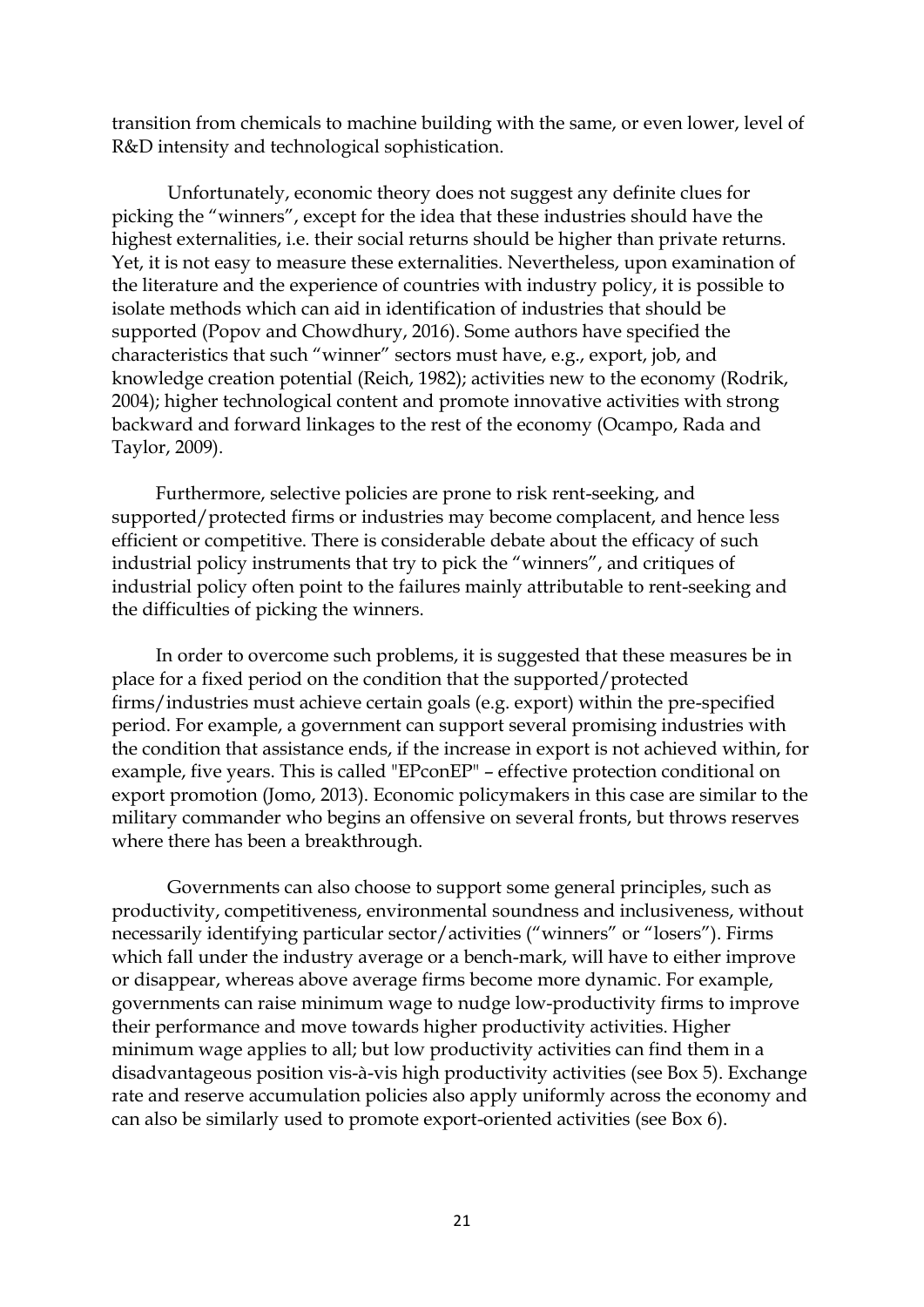transition from chemicals to machine building with the same, or even lower, level of R&D intensity and technological sophistication.

Unfortunately, economic theory does not suggest any definite clues for picking the "winners", except for the idea that these industries should have the highest externalities, i.e. their social returns should be higher than private returns. Yet, it is not easy to measure these externalities. Nevertheless, upon examination of the literature and the experience of countries with industry policy, it is possible to isolate methods which can aid in identification of industries that should be supported (Popov and Chowdhury, 2016). Some authors have specified the characteristics that such "winner" sectors must have, e.g., export, job, and knowledge creation potential (Reich, 1982); activities new to the economy (Rodrik, 2004); higher technological content and promote innovative activities with strong backward and forward linkages to the rest of the economy (Ocampo, Rada and Taylor, 2009).

Furthermore, selective policies are prone to risk rent-seeking, and supported/protected firms or industries may become complacent, and hence less efficient or competitive. There is considerable debate about the efficacy of such industrial policy instruments that try to pick the "winners", and critiques of industrial policy often point to the failures mainly attributable to rent-seeking and the difficulties of picking the winners.

In order to overcome such problems, it is suggested that these measures be in place for a fixed period on the condition that the supported/protected firms/industries must achieve certain goals (e.g. export) within the pre-specified period. For example, a government can support several promising industries with the condition that assistance ends, if the increase in export is not achieved within, for example, five years. This is called "EPconEP" – effective protection conditional on export promotion (Jomo, 2013). Economic policymakers in this case are similar to the military commander who begins an offensive on several fronts, but throws reserves where there has been a breakthrough.

Governments can also choose to support some general principles, such as productivity, competitiveness, environmental soundness and inclusiveness, without necessarily identifying particular sector/activities ("winners" or "losers"). Firms which fall under the industry average or a bench-mark, will have to either improve or disappear, whereas above average firms become more dynamic. For example, governments can raise minimum wage to nudge low-productivity firms to improve their performance and move towards higher productivity activities. Higher minimum wage applies to all; but low productivity activities can find them in a disadvantageous position vis-à-vis high productivity activities (see Box 5). Exchange rate and reserve accumulation policies also apply uniformly across the economy and can also be similarly used to promote export-oriented activities (see Box 6).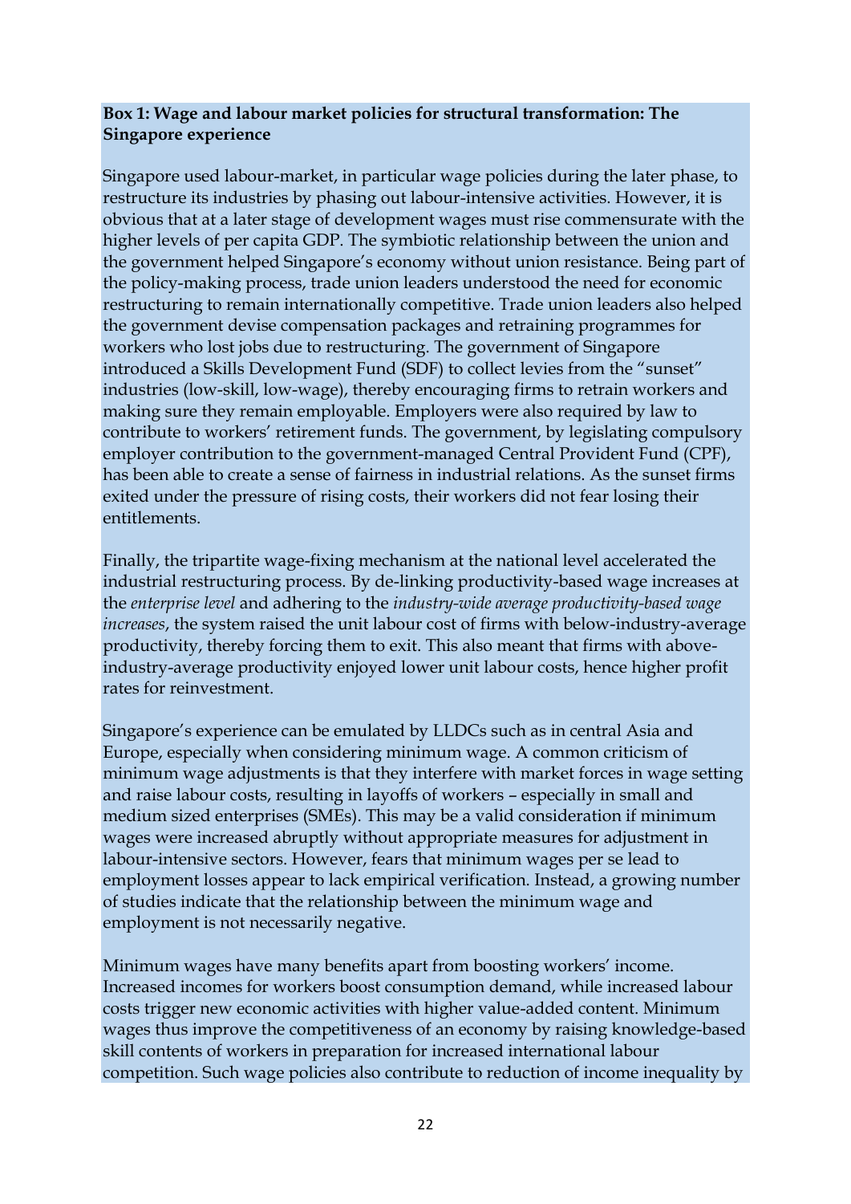**Box 1: Wage and labour market policies for structural transformation: The Singapore experience**

Singapore used labour-market, in particular wage policies during the later phase, to restructure its industries by phasing out labour-intensive activities. However, it is obvious that at a later stage of development wages must rise commensurate with the higher levels of per capita GDP. The symbiotic relationship between the union and the government helped Singapore's economy without union resistance. Being part of the policy-making process, trade union leaders understood the need for economic restructuring to remain internationally competitive. Trade union leaders also helped the government devise compensation packages and retraining programmes for workers who lost jobs due to restructuring. The government of Singapore introduced a Skills Development Fund (SDF) to collect levies from the "sunset" industries (low-skill, low-wage), thereby encouraging firms to retrain workers and making sure they remain employable. Employers were also required by law to contribute to workers' retirement funds. The government, by legislating compulsory employer contribution to the government-managed Central Provident Fund (CPF), has been able to create a sense of fairness in industrial relations. As the sunset firms exited under the pressure of rising costs, their workers did not fear losing their entitlements.

Finally, the tripartite wage-fixing mechanism at the national level accelerated the industrial restructuring process. By de-linking productivity-based wage increases at the *enterprise level* and adhering to the *industry-wide average productivity-based wage increases*, the system raised the unit labour cost of firms with below-industry-average productivity, thereby forcing them to exit. This also meant that firms with above-industry-average productivity enjoyed lower unit labour costs, hence higher profit rates for reinvestment.

Singapore's experience can be emulated by LLDCs such as in central Asia and Europe, especially when considering minimum wage. A common criticism of minimum wage adjustments is that they interfere with market forces in wage setting and raise labour costs, resulting in layoffs of workers – especially in small and medium sized enterprises (SMEs). This may be a valid consideration if minimum wages were increased abruptly without appropriate measures for adjustment in labour-intensive sectors. However, fears that minimum wages per se lead to employment losses appear to lack empirical verification. Instead, a growing number of studies indicate that the relationship between the minimum wage and employment is not necessarily negative.

Minimum wages have many benefits apart from boosting workers' income. Increased incomes for workers boost consumption demand, while increased labour costs trigger new economic activities with higher value-added content. Minimum wages thus improve the competitiveness of an economy by raising knowledge-based skill contents of workers in preparation for increased international labour competition. Such wage policies also contribute to reduction of income inequality by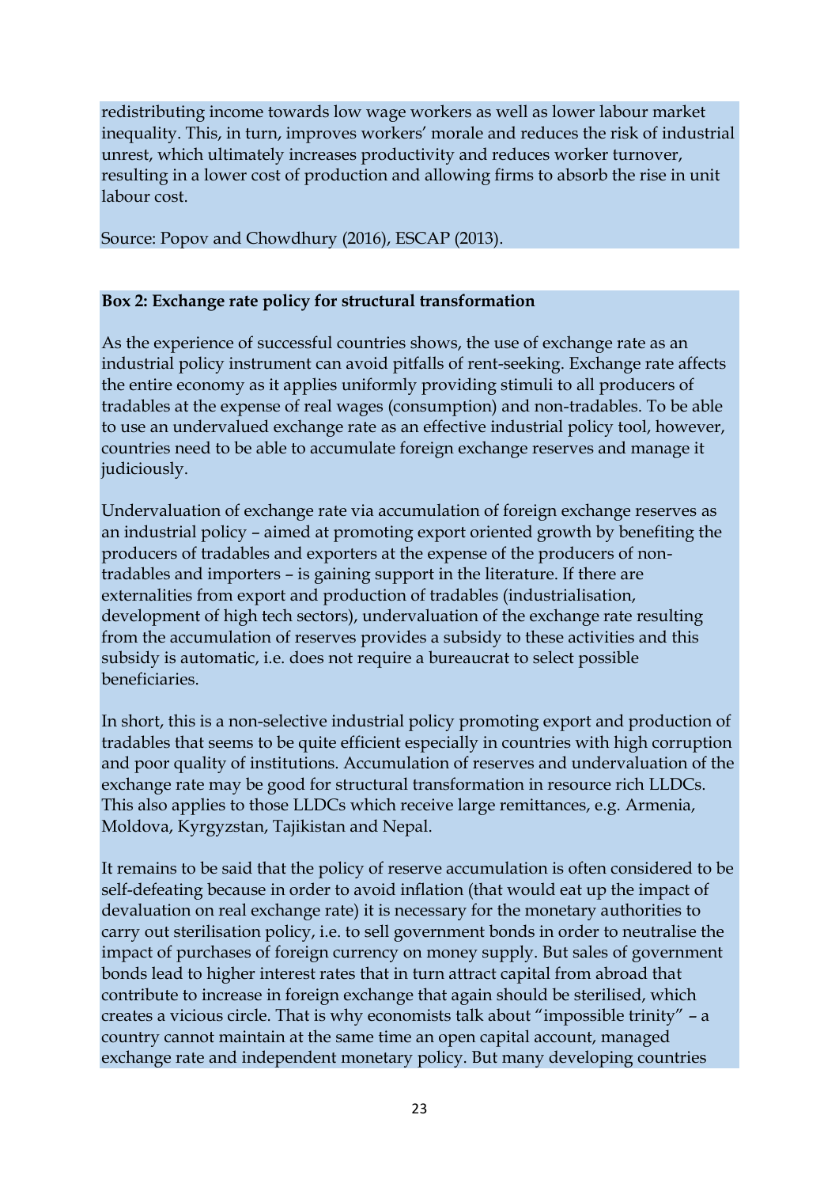redistributing income towards low wage workers as well as lower labour market inequality. This, in turn, improves workers' morale and reduces the risk of industrial unrest, which ultimately increases productivity and reduces worker turnover, resulting in a lower cost of production and allowing firms to absorb the rise in unit labour cost.

Source: Popov and Chowdhury (2016), ESCAP (2013).

**Box 2: Exchange rate policy for structural transformation**

As the experience of successful countries shows, the use of exchange rate as an industrial policy instrument can avoid pitfalls of rent-seeking. Exchange rate affects the entire economy as it applies uniformly providing stimuli to all producers of tradables at the expense of real wages (consumption) and non-tradables. To be able to use an undervalued exchange rate as an effective industrial policy tool, however, countries need to be able to accumulate foreign exchange reserves and manage it judiciously.

Undervaluation of exchange rate via accumulation of foreign exchange reserves as an industrial policy – aimed at promoting export oriented growth by benefiting the producers of tradables and exporters at the expense of the producers of non-tradables and importers – is gaining support in the literature. If there are externalities from export and production of tradables (industrialisation, development of high tech sectors), undervaluation of the exchange rate resulting from the accumulation of reserves provides a subsidy to these activities and this subsidy is automatic, i.e. does not require a bureaucrat to select possible beneficiaries.

In short, this is a non-selective industrial policy promoting export and production of tradables that seems to be quite efficient especially in countries with high corruption and poor quality of institutions. Accumulation of reserves and undervaluation of the exchange rate may be good for structural transformation in resource rich LLDCs. This also applies to those LLDCs which receive large remittances, e.g. Armenia, Moldova, Kyrgyzstan, Tajikistan and Nepal.

It remains to be said that the policy of reserve accumulation is often considered to be self-defeating because in order to avoid inflation (that would eat up the impact of devaluation on real exchange rate) it is necessary for the monetary authorities to carry out sterilisation policy, i.e. to sell government bonds in order to neutralise the impact of purchases of foreign currency on money supply. But sales of government bonds lead to higher interest rates that in turn attract capital from abroad that contribute to increase in foreign exchange that again should be sterilised, which creates a vicious circle. That is why economists talk about "impossible trinity" – a country cannot maintain at the same time an open capital account, managed exchange rate and independent monetary policy. But many developing countries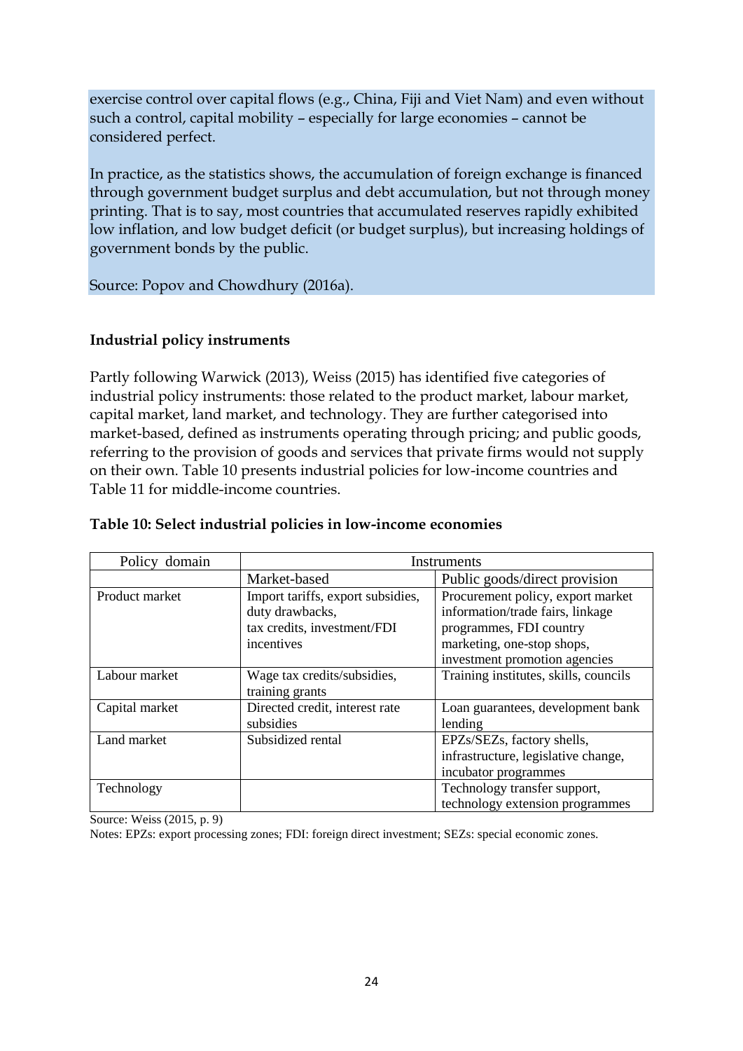exercise control over capital flows (e.g., China, Fiji and Viet Nam) and even without such a control, capital mobility – especially for large economies – cannot be considered perfect.

In practice, as the statistics shows, the accumulation of foreign exchange is financed through government budget surplus and debt accumulation, but not through money printing. That is to say, most countries that accumulated reserves rapidly exhibited low inflation, and low budget deficit (or budget surplus), but increasing holdings of government bonds by the public.

Source: Popov and Chowdhury (2016a).

**Industrial policy instruments**

Partly following Warwick (2013), Weiss (2015) has identified five categories of industrial policy instruments: those related to the product market, labour market, capital market, land market, and technology. They are further categorised into market-based, defined as instruments operating through pricing; and public goods, referring to the provision of goods and services that private firms would not supply on their own. Table 10 presents industrial policies for low-income countries and Table 11 for middle-income countries.

**Table 10: Select industrial policies in low-income economies**

| Policy domain | Instruments | |
|---|---|---|
| | Market-based | Public goods/direct provision |
| Product market | Import tariffs, export subsidies, duty drawbacks, tax credits, investment/FDI incentives | Procurement policy, export market information/trade fairs, linkage programmes, FDI country marketing, one-stop shops, investment promotion agencies |
| Labour market | Wage tax credits/subsidies, training grants | Training institutes, skills, councils |
| Capital market | Directed credit, interest rate subsidies | Loan guarantees, development bank lending |
| Land market | Subsidized rental | EPZs/SEZs, factory shells, infrastructure, legislative change, incubator programmes |
| Technology | | Technology transfer support, technology extension programmes |

Source: Weiss (2015, p. 9)

Notes: EPZs: export processing zones; FDI: foreign direct investment; SEZs: special economic zones.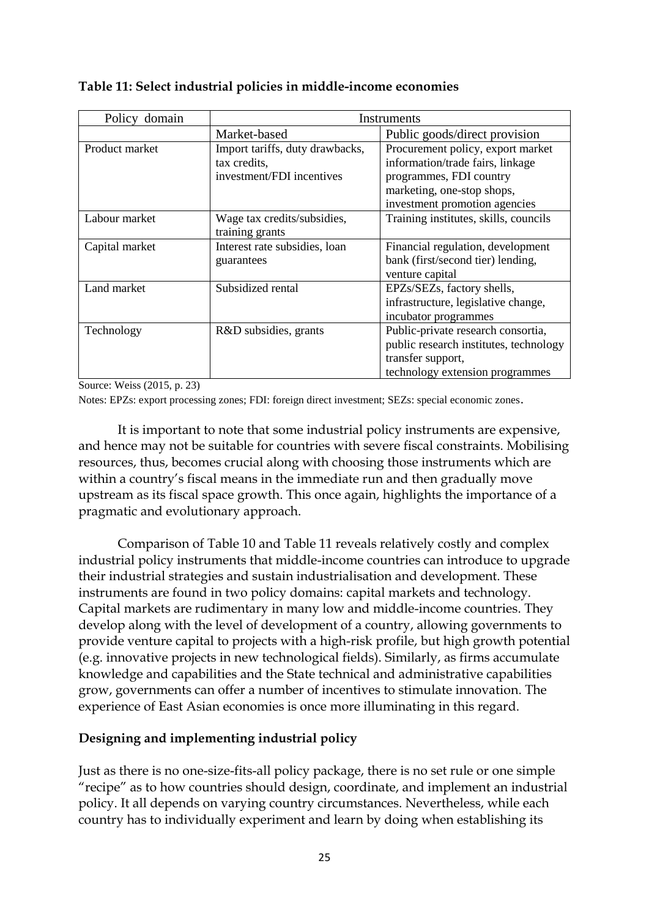**Table 11: Select industrial policies in middle-income economies**

| Policy domain | Instruments | |
|---|---|---|
| | Market-based | Public goods/direct provision |
| Product market | Import tariffs, duty drawbacks, tax credits, investment/FDI incentives | Procurement policy, export market information/trade fairs, linkage programmes, FDI country marketing, one-stop shops, investment promotion agencies |
| Labour market | Wage tax credits/subsidies, training grants | Training institutes, skills, councils |
| Capital market | Interest rate subsidies, loan guarantees | Financial regulation, development bank (first/second tier) lending, venture capital |
| Land market | Subsidized rental | EPZs/SEZs, factory shells, infrastructure, legislative change, incubator programmes |
| Technology | R&D subsidies, grants | Public-private research consortia, public research institutes, technology transfer support, technology extension programmes |

Source: Weiss (2015, p. 23)

Notes: EPZs: export processing zones; FDI: foreign direct investment; SEZs: special economic zones.

It is important to note that some industrial policy instruments are expensive, and hence may not be suitable for countries with severe fiscal constraints. Mobilising resources, thus, becomes crucial along with choosing those instruments which are within a country's fiscal means in the immediate run and then gradually move upstream as its fiscal space growth. This once again, highlights the importance of a pragmatic and evolutionary approach.

Comparison of Table 10 and Table 11 reveals relatively costly and complex industrial policy instruments that middle-income countries can introduce to upgrade their industrial strategies and sustain industrialisation and development. These instruments are found in two policy domains: capital markets and technology. Capital markets are rudimentary in many low and middle-income countries. They develop along with the level of development of a country, allowing governments to provide venture capital to projects with a high-risk profile, but high growth potential (e.g. innovative projects in new technological fields). Similarly, as firms accumulate knowledge and capabilities and the State technical and administrative capabilities grow, governments can offer a number of incentives to stimulate innovation. The experience of East Asian economies is once more illuminating in this regard.

**Designing and implementing industrial policy**

Just as there is no one-size-fits-all policy package, there is no set rule or one simple "recipe" as to how countries should design, coordinate, and implement an industrial policy. It all depends on varying country circumstances. Nevertheless, while each country has to individually experiment and learn by doing when establishing its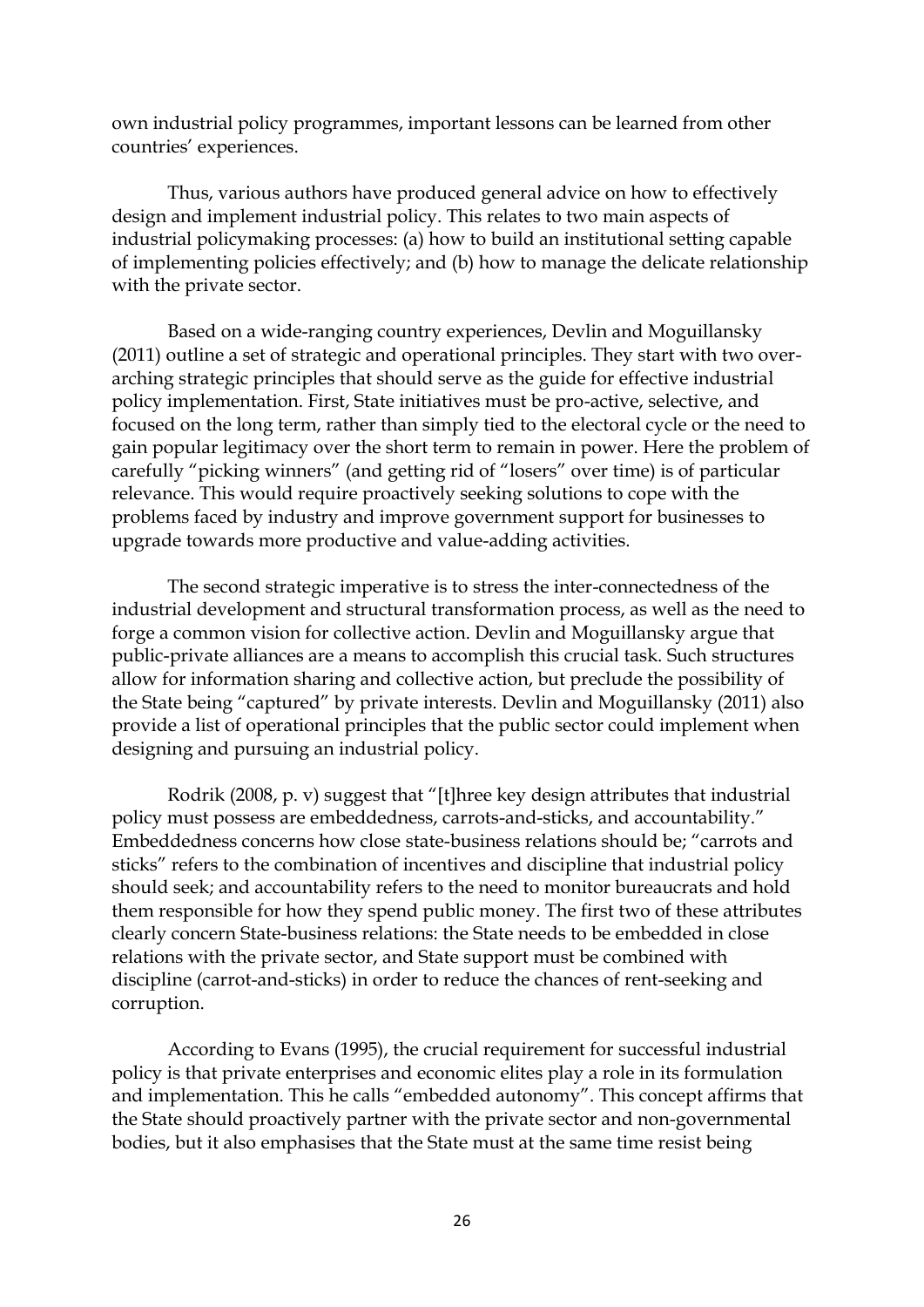own industrial policy programmes, important lessons can be learned from other countries' experiences.

Thus, various authors have produced general advice on how to effectively design and implement industrial policy. This relates to two main aspects of industrial policymaking processes: (a) how to build an institutional setting capable of implementing policies effectively; and (b) how to manage the delicate relationship with the private sector.

Based on a wide-ranging country experiences, Devlin and Moguillansky (2011) outline a set of strategic and operational principles. They start with two over-arching strategic principles that should serve as the guide for effective industrial policy implementation. First, State initiatives must be pro-active, selective, and focused on the long term, rather than simply tied to the electoral cycle or the need to gain popular legitimacy over the short term to remain in power. Here the problem of carefully "picking winners" (and getting rid of "losers" over time) is of particular relevance. This would require proactively seeking solutions to cope with the problems faced by industry and improve government support for businesses to upgrade towards more productive and value-adding activities.

The second strategic imperative is to stress the inter-connectedness of the industrial development and structural transformation process, as well as the need to forge a common vision for collective action. Devlin and Moguillansky argue that public-private alliances are a means to accomplish this crucial task. Such structures allow for information sharing and collective action, but preclude the possibility of the State being "captured" by private interests. Devlin and Moguillansky (2011) also provide a list of operational principles that the public sector could implement when designing and pursuing an industrial policy.

Rodrik (2008, p. v) suggest that "[t]hree key design attributes that industrial policy must possess are embeddedness, carrots-and-sticks, and accountability." Embeddedness concerns how close state-business relations should be; "carrots and sticks" refers to the combination of incentives and discipline that industrial policy should seek; and accountability refers to the need to monitor bureaucrats and hold them responsible for how they spend public money. The first two of these attributes clearly concern State-business relations: the State needs to be embedded in close relations with the private sector, and State support must be combined with discipline (carrot-and-sticks) in order to reduce the chances of rent-seeking and corruption.

According to Evans (1995), the crucial requirement for successful industrial policy is that private enterprises and economic elites play a role in its formulation and implementation. This he calls "embedded autonomy". This concept affirms that the State should proactively partner with the private sector and non-governmental bodies, but it also emphasises that the State must at the same time resist being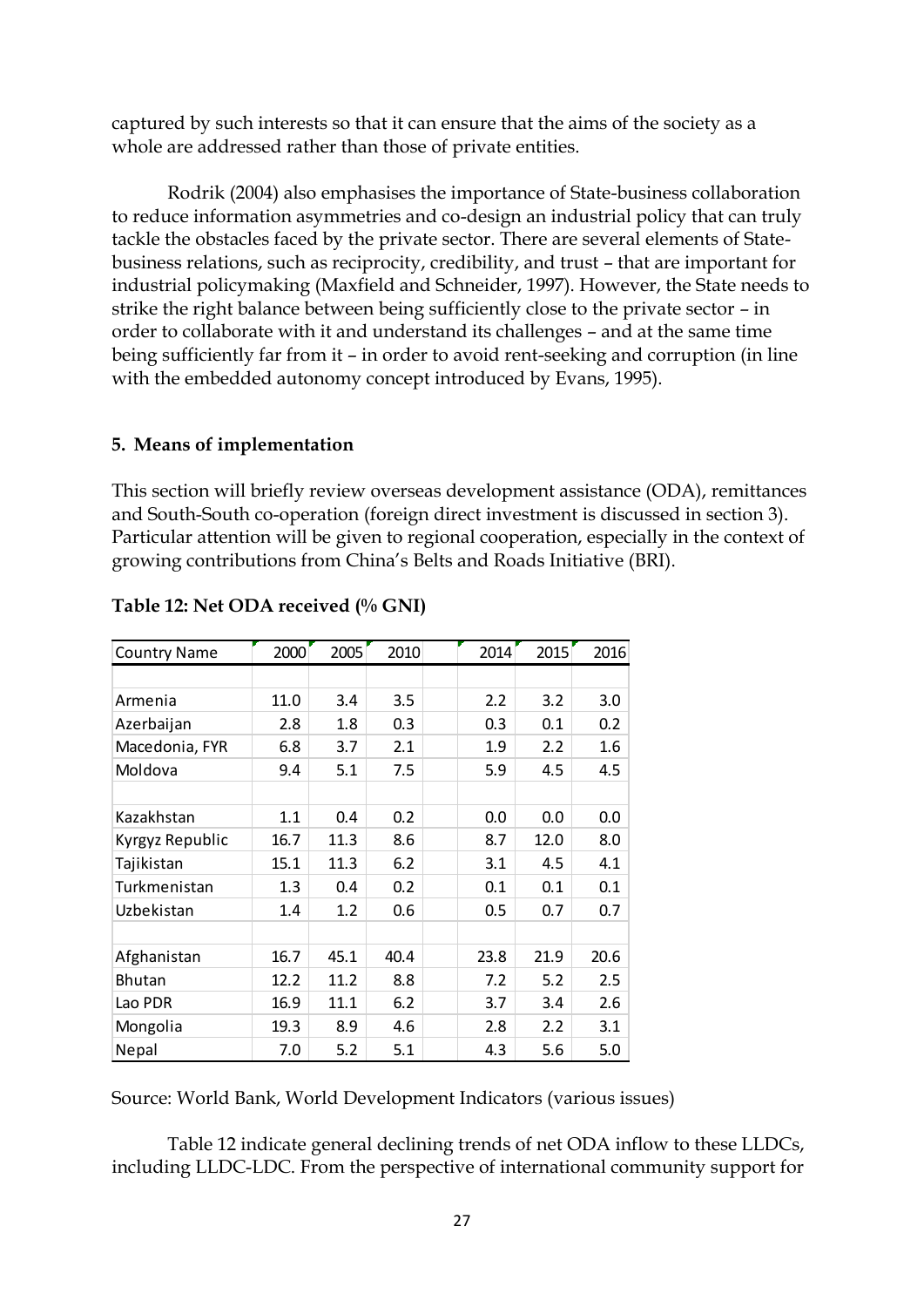captured by such interests so that it can ensure that the aims of the society as a whole are addressed rather than those of private entities.

Rodrik (2004) also emphasises the importance of State-business collaboration to reduce information asymmetries and co-design an industrial policy that can truly tackle the obstacles faced by the private sector. There are several elements of State-business relations, such as reciprocity, credibility, and trust – that are important for industrial policymaking (Maxfield and Schneider, 1997). However, the State needs to strike the right balance between being sufficiently close to the private sector – in order to collaborate with it and understand its challenges – and at the same time being sufficiently far from it – in order to avoid rent-seeking and corruption (in line with the embedded autonomy concept introduced by Evans, 1995).

## 5. Means of implementation

This section will briefly review overseas development assistance (ODA), remittances and South-South co-operation (foreign direct investment is discussed in section 3). Particular attention will be given to regional cooperation, especially in the context of growing contributions from China's Belts and Roads Initiative (BRI).

**Table 12: Net ODA received (% GNI)**

| Country Name | 2000 | 2005 | 2010 | | 2014 | 2015 | 2016 |
|---|---|---|---|---|---|---|---|
| | | | | | | | |
| Armenia | 11.0 | 3.4 | 3.5 | | 2.2 | 3.2 | 3.0 |
| Azerbaijan | 2.8 | 1.8 | 0.3 | | 0.3 | 0.1 | 0.2 |
| Macedonia, FYR | 6.8 | 3.7 | 2.1 | | 1.9 | 2.2 | 1.6 |
| Moldova | 9.4 | 5.1 | 7.5 | | 5.9 | 4.5 | 4.5 |
| | | | | | | | |
| Kazakhstan | 1.1 | 0.4 | 0.2 | | 0.0 | 0.0 | 0.0 |
| Kyrgyz Republic | 16.7 | 11.3 | 8.6 | | 8.7 | 12.0 | 8.0 |
| Tajikistan | 15.1 | 11.3 | 6.2 | | 3.1 | 4.5 | 4.1 |
| Turkmenistan | 1.3 | 0.4 | 0.2 | | 0.1 | 0.1 | 0.1 |
| Uzbekistan | 1.4 | 1.2 | 0.6 | | 0.5 | 0.7 | 0.7 |
| | | | | | | | |
| Afghanistan | 16.7 | 45.1 | 40.4 | | 23.8 | 21.9 | 20.6 |
| Bhutan | 12.2 | 11.2 | 8.8 | | 7.2 | 5.2 | 2.5 |
| Lao PDR | 16.9 | 11.1 | 6.2 | | 3.7 | 3.4 | 2.6 |
| Mongolia | 19.3 | 8.9 | 4.6 | | 2.8 | 2.2 | 3.1 |
| Nepal | 7.0 | 5.2 | 5.1 | | 4.3 | 5.6 | 5.0 |

Source: World Bank, World Development Indicators (various issues)

Table 12 indicate general declining trends of net ODA inflow to these LLDCs, including LLDC-LDC. From the perspective of international community support for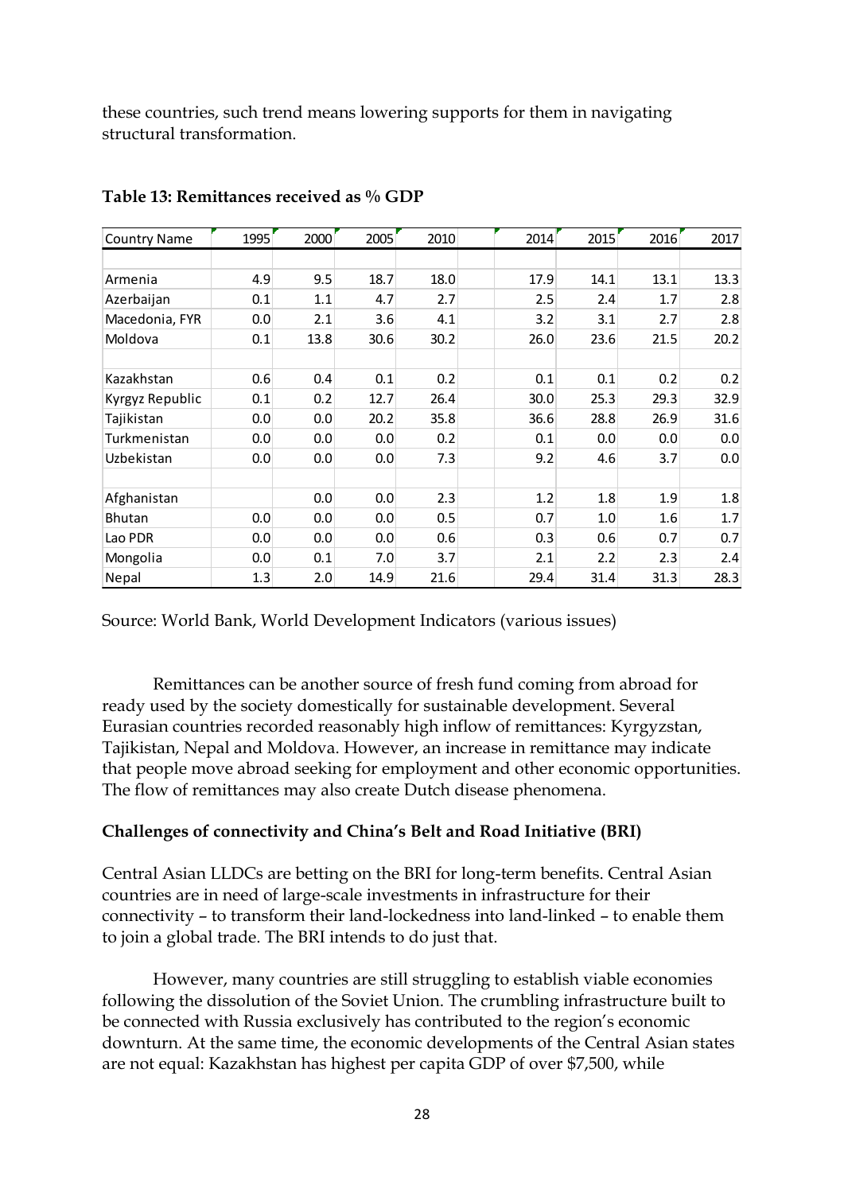these countries, such trend means lowering supports for them in navigating structural transformation.

**Table 13: Remittances received as % GDP**

| Country Name | 1995 | 2000 | 2005 | 2010 | 2014 | 2015 | 2016 | 2017 |
|---|---|---|---|---|---|---|---|---|
| Armenia | 4.9 | 9.5 | 18.7 | 18.0 | 17.9 | 14.1 | 13.1 | 13.3 |
| Azerbaijan | 0.1 | 1.1 | 4.7 | 2.7 | 2.5 | 2.4 | 1.7 | 2.8 |
| Macedonia, FYR | 0.0 | 2.1 | 3.6 | 4.1 | 3.2 | 3.1 | 2.7 | 2.8 |
| Moldova | 0.1 | 13.8 | 30.6 | 30.2 | 26.0 | 23.6 | 21.5 | 20.2 |
| Kazakhstan | 0.6 | 0.4 | 0.1 | 0.2 | 0.1 | 0.1 | 0.2 | 0.2 |
| Kyrgyz Republic | 0.1 | 0.2 | 12.7 | 26.4 | 30.0 | 25.3 | 29.3 | 32.9 |
| Tajikistan | 0.0 | 0.0 | 20.2 | 35.8 | 36.6 | 28.8 | 26.9 | 31.6 |
| Turkmenistan | 0.0 | 0.0 | 0.0 | 0.2 | 0.1 | 0.0 | 0.0 | 0.0 |
| Uzbekistan | 0.0 | 0.0 | 0.0 | 7.3 | 9.2 | 4.6 | 3.7 | 0.0 |
| Afghanistan | | 0.0 | 0.0 | 2.3 | 1.2 | 1.8 | 1.9 | 1.8 |
| Bhutan | 0.0 | 0.0 | 0.0 | 0.5 | 0.7 | 1.0 | 1.6 | 1.7 |
| Lao PDR | 0.0 | 0.0 | 0.0 | 0.6 | 0.3 | 0.6 | 0.7 | 0.7 |
| Mongolia | 0.0 | 0.1 | 7.0 | 3.7 | 2.1 | 2.2 | 2.3 | 2.4 |
| Nepal | 1.3 | 2.0 | 14.9 | 21.6 | 29.4 | 31.4 | 31.3 | 28.3 |

Source: World Bank, World Development Indicators (various issues)

Remittances can be another source of fresh fund coming from abroad for ready used by the society domestically for sustainable development. Several Eurasian countries recorded reasonably high inflow of remittances: Kyrgyzstan, Tajikistan, Nepal and Moldova. However, an increase in remittance may indicate that people move abroad seeking for employment and other economic opportunities. The flow of remittances may also create Dutch disease phenomena.

**Challenges of connectivity and China's Belt and Road Initiative (BRI)**

Central Asian LLDCs are betting on the BRI for long-term benefits. Central Asian countries are in need of large-scale investments in infrastructure for their connectivity – to transform their land-lockedness into land-linked – to enable them to join a global trade. The BRI intends to do just that.

However, many countries are still struggling to establish viable economies following the dissolution of the Soviet Union. The crumbling infrastructure built to be connected with Russia exclusively has contributed to the region's economic downturn. At the same time, the economic developments of the Central Asian states are not equal: Kazakhstan has highest per capita GDP of over $7,500, while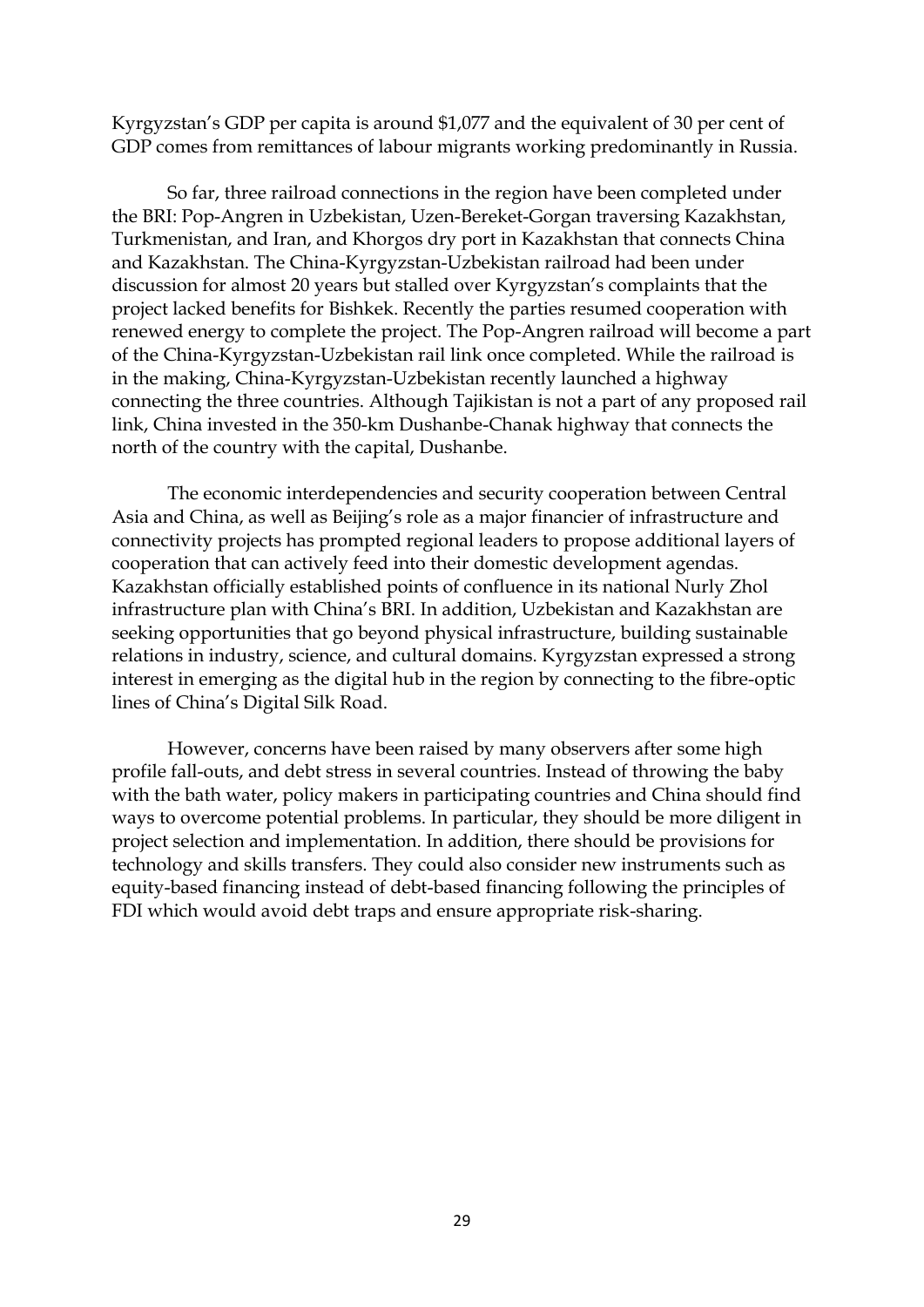Kyrgyzstan's GDP per capita is around $1,077 and the equivalent of 30 per cent of GDP comes from remittances of labour migrants working predominantly in Russia.

So far, three railroad connections in the region have been completed under the BRI: Pop-Angren in Uzbekistan, Uzen-Bereket-Gorgan traversing Kazakhstan, Turkmenistan, and Iran, and Khorgos dry port in Kazakhstan that connects China and Kazakhstan. The China-Kyrgyzstan-Uzbekistan railroad had been under discussion for almost 20 years but stalled over Kyrgyzstan's complaints that the project lacked benefits for Bishkek. Recently the parties resumed cooperation with renewed energy to complete the project. The Pop-Angren railroad will become a part of the China-Kyrgyzstan-Uzbekistan rail link once completed. While the railroad is in the making, China-Kyrgyzstan-Uzbekistan recently launched a highway connecting the three countries. Although Tajikistan is not a part of any proposed rail link, China invested in the 350-km Dushanbe-Chanak highway that connects the north of the country with the capital, Dushanbe.

The economic interdependencies and security cooperation between Central Asia and China, as well as Beijing's role as a major financier of infrastructure and connectivity projects has prompted regional leaders to propose additional layers of cooperation that can actively feed into their domestic development agendas. Kazakhstan officially established points of confluence in its national Nurly Zhol infrastructure plan with China's BRI. In addition, Uzbekistan and Kazakhstan are seeking opportunities that go beyond physical infrastructure, building sustainable relations in industry, science, and cultural domains. Kyrgyzstan expressed a strong interest in emerging as the digital hub in the region by connecting to the fibre-optic lines of China's Digital Silk Road.

However, concerns have been raised by many observers after some high profile fall-outs, and debt stress in several countries. Instead of throwing the baby with the bath water, policy makers in participating countries and China should find ways to overcome potential problems. In particular, they should be more diligent in project selection and implementation. In addition, there should be provisions for technology and skills transfers. They could also consider new instruments such as equity-based financing instead of debt-based financing following the principles of FDI which would avoid debt traps and ensure appropriate risk-sharing.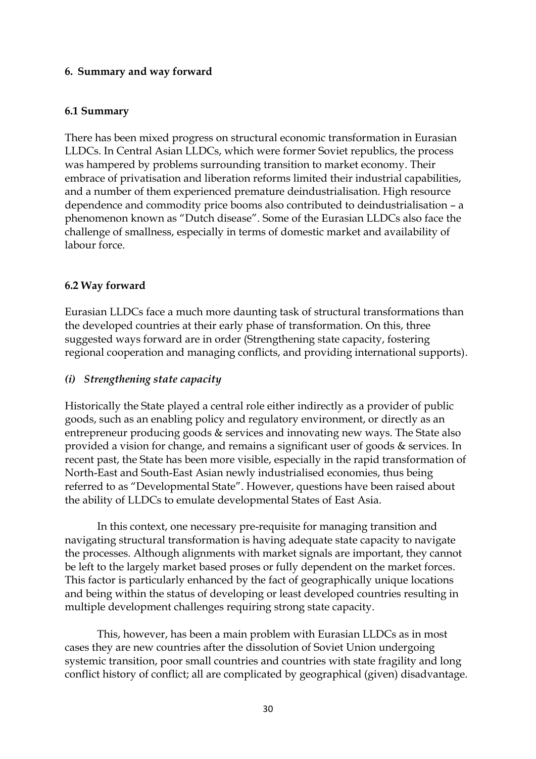## 6. Summary and way forward

### 6.1 Summary

There has been mixed progress on structural economic transformation in Eurasian LLDCs. In Central Asian LLDCs, which were former Soviet republics, the process was hampered by problems surrounding transition to market economy. Their embrace of privatisation and liberation reforms limited their industrial capabilities, and a number of them experienced premature deindustrialisation. High resource dependence and commodity price booms also contributed to deindustrialisation – a phenomenon known as "Dutch disease". Some of the Eurasian LLDCs also face the challenge of smallness, especially in terms of domestic market and availability of labour force.

### 6.2 Way forward

Eurasian LLDCs face a much more daunting task of structural transformations than the developed countries at their early phase of transformation. On this, three suggested ways forward are in order (Strengthening state capacity, fostering regional cooperation and managing conflicts, and providing international supports).

#### *(i) Strengthening state capacity*

Historically the State played a central role either indirectly as a provider of public goods, such as an enabling policy and regulatory environment, or directly as an entrepreneur producing goods & services and innovating new ways. The State also provided a vision for change, and remains a significant user of goods & services. In recent past, the State has been more visible, especially in the rapid transformation of North-East and South-East Asian newly industrialised economies, thus being referred to as "Developmental State". However, questions have been raised about the ability of LLDCs to emulate developmental States of East Asia.

In this context, one necessary pre-requisite for managing transition and navigating structural transformation is having adequate state capacity to navigate the processes. Although alignments with market signals are important, they cannot be left to the largely market based proses or fully dependent on the market forces. This factor is particularly enhanced by the fact of geographically unique locations and being within the status of developing or least developed countries resulting in multiple development challenges requiring strong state capacity.

This, however, has been a main problem with Eurasian LLDCs as in most cases they are new countries after the dissolution of Soviet Union undergoing systemic transition, poor small countries and countries with state fragility and long conflict history of conflict; all are complicated by geographical (given) disadvantage.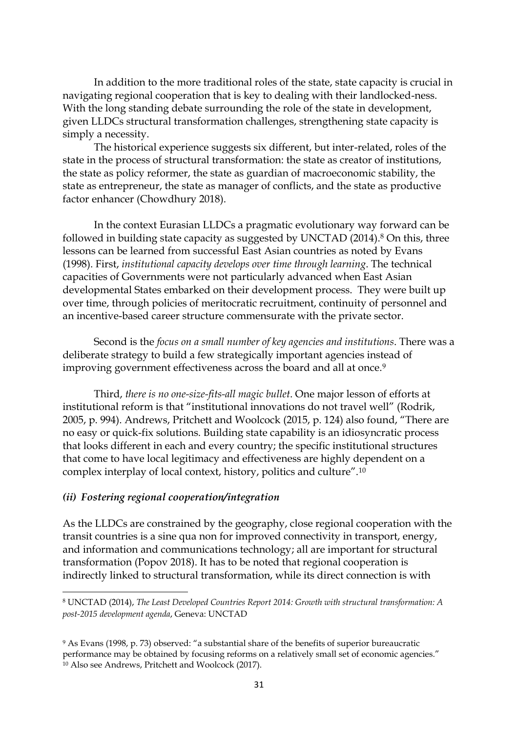In addition to the more traditional roles of the state, state capacity is crucial in navigating regional cooperation that is key to dealing with their landlocked-ness. With the long standing debate surrounding the role of the state in development, given LLDCs structural transformation challenges, strengthening state capacity is simply a necessity.

The historical experience suggests six different, but inter-related, roles of the state in the process of structural transformation: the state as creator of institutions, the state as policy reformer, the state as guardian of macroeconomic stability, the state as entrepreneur, the state as manager of conflicts, and the state as productive factor enhancer (Chowdhury 2018).

In the context Eurasian LLDCs a pragmatic evolutionary way forward can be followed in building state capacity as suggested by UNCTAD (2014).[8] On this, three lessons can be learned from successful East Asian countries as noted by Evans (1998). First, *institutional capacity develops over time through learning*. The technical capacities of Governments were not particularly advanced when East Asian developmental States embarked on their development process. They were built up over time, through policies of meritocratic recruitment, continuity of personnel and an incentive-based career structure commensurate with the private sector.

Second is the *focus on a small number of key agencies and institutions*. There was a deliberate strategy to build a few strategically important agencies instead of improving government effectiveness across the board and all at once.[9]

Third, *there is no one-size-fits-all magic bullet*. One major lesson of efforts at institutional reform is that "institutional innovations do not travel well" (Rodrik, 2005, p. 994). Andrews, Pritchett and Woolcock (2015, p. 124) also found, "There are no easy or quick-fix solutions. Building state capability is an idiosyncratic process that looks different in each and every country; the specific institutional structures that come to have local legitimacy and effectiveness are highly dependent on a complex interplay of local context, history, politics and culture".[10]

### *(ii) Fostering regional cooperation/integration*

As the LLDCs are constrained by the geography, close regional cooperation with the transit countries is a sine qua non for improved connectivity in transport, energy, and information and communications technology; all are important for structural transformation (Popov 2018). It has to be noted that regional cooperation is indirectly linked to structural transformation, while its direct connection is with

---

[8] UNCTAD (2014), *The Least Developed Countries Report 2014: Growth with structural transformation: A post-2015 development agenda*, Geneva: UNCTAD

[9] As Evans (1998, p. 73) observed: "a substantial share of the benefits of superior bureaucratic performance may be obtained by focusing reforms on a relatively small set of economic agencies."

[10] Also see Andrews, Pritchett and Woolcock (2017).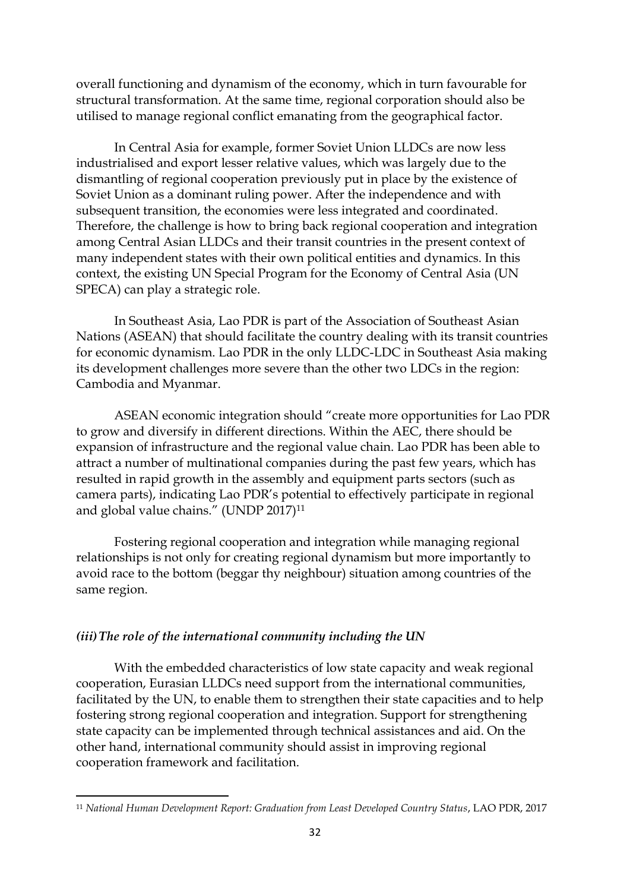overall functioning and dynamism of the economy, which in turn favourable for structural transformation. At the same time, regional corporation should also be utilised to manage regional conflict emanating from the geographical factor.

In Central Asia for example, former Soviet Union LLDCs are now less industrialised and export lesser relative values, which was largely due to the dismantling of regional cooperation previously put in place by the existence of Soviet Union as a dominant ruling power. After the independence and with subsequent transition, the economies were less integrated and coordinated. Therefore, the challenge is how to bring back regional cooperation and integration among Central Asian LLDCs and their transit countries in the present context of many independent states with their own political entities and dynamics. In this context, the existing UN Special Program for the Economy of Central Asia (UN SPECA) can play a strategic role.

In Southeast Asia, Lao PDR is part of the Association of Southeast Asian Nations (ASEAN) that should facilitate the country dealing with its transit countries for economic dynamism. Lao PDR in the only LLDC-LDC in Southeast Asia making its development challenges more severe than the other two LDCs in the region: Cambodia and Myanmar.

ASEAN economic integration should "create more opportunities for Lao PDR to grow and diversify in different directions. Within the AEC, there should be expansion of infrastructure and the regional value chain. Lao PDR has been able to attract a number of multinational companies during the past few years, which has resulted in rapid growth in the assembly and equipment parts sectors (such as camera parts), indicating Lao PDR's potential to effectively participate in regional and global value chains." (UNDP 2017)[11]

Fostering regional cooperation and integration while managing regional relationships is not only for creating regional dynamism but more importantly to avoid race to the bottom (beggar thy neighbour) situation among countries of the same region.

### *(iii) The role of the international community including the UN*

With the embedded characteristics of low state capacity and weak regional cooperation, Eurasian LLDCs need support from the international communities, facilitated by the UN, to enable them to strengthen their state capacities and to help fostering strong regional cooperation and integration. Support for strengthening state capacity can be implemented through technical assistances and aid. On the other hand, international community should assist in improving regional cooperation framework and facilitation.

---

[11] *National Human Development Report: Graduation from Least Developed Country Status*, LAO PDR, 2017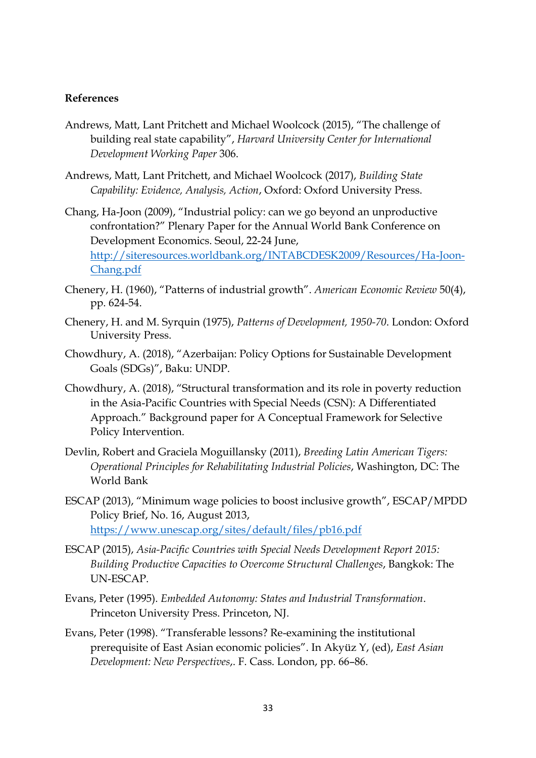**References**

Andrews, Matt, Lant Pritchett and Michael Woolcock (2015), "The challenge of building real state capability", *Harvard University Center for International Development Working Paper* 306.

Andrews, Matt, Lant Pritchett, and Michael Woolcock (2017), *Building State Capability: Evidence, Analysis, Action*, Oxford: Oxford University Press.

Chang, Ha-Joon (2009), "Industrial policy: can we go beyond an unproductive confrontation?" Plenary Paper for the Annual World Bank Conference on Development Economics. Seoul, 22-24 June, [http://siteresources.worldbank.org/INTABCDESK2009/Resources/Ha-Joon-Chang.pdf](http://siteresources.worldbank.org/INTABCDESK2009/Resources/Ha-Joon-Chang.pdf)

Chenery, H. (1960), "Patterns of industrial growth". *American Economic Review* 50(4), pp. 624-54.

Chenery, H. and M. Syrquin (1975), *Patterns of Development, 1950-70*. London: Oxford University Press.

Chowdhury, A. (2018), "Azerbaijan: Policy Options for Sustainable Development Goals (SDGs)", Baku: UNDP.

Chowdhury, A. (2018), "Structural transformation and its role in poverty reduction in the Asia-Pacific Countries with Special Needs (CSN): A Differentiated Approach." Background paper for A Conceptual Framework for Selective Policy Intervention.

Devlin, Robert and Graciela Moguillansky (2011), *Breeding Latin American Tigers: Operational Principles for Rehabilitating Industrial Policies*, Washington, DC: The World Bank

ESCAP (2013), "Minimum wage policies to boost inclusive growth", ESCAP/MPDD Policy Brief, No. 16, August 2013, [https://www.unescap.org/sites/default/files/pb16.pdf](https://www.unescap.org/sites/default/files/pb16.pdf)

ESCAP (2015), *Asia-Pacific Countries with Special Needs Development Report 2015: Building Productive Capacities to Overcome Structural Challenges*, Bangkok: The UN-ESCAP.

Evans, Peter (1995). *Embedded Autonomy: States and Industrial Transformation*. Princeton University Press. Princeton, NJ.

Evans, Peter (1998). "Transferable lessons? Re-examining the institutional prerequisite of East Asian economic policies". In Akyüz Y, (ed), *East Asian Development: New Perspectives*,. F. Cass. London, pp. 66–86.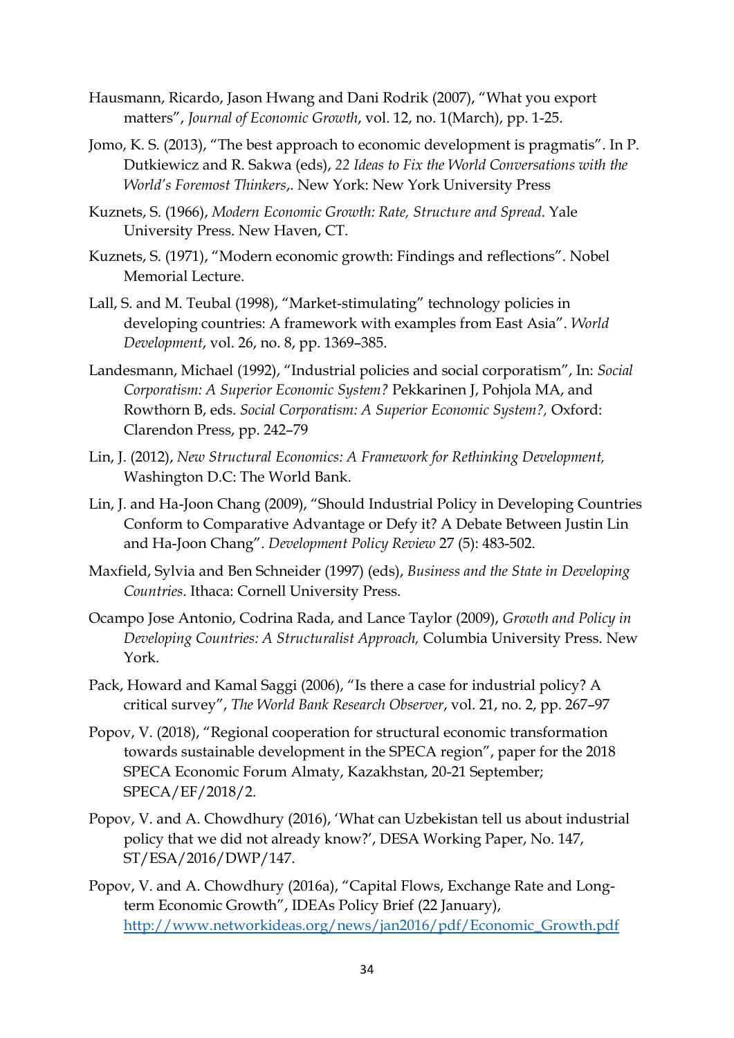Hausmann, Ricardo, Jason Hwang and Dani Rodrik (2007), "What you export matters", *Journal of Economic Growth*, vol. 12, no. 1(March), pp. 1-25.

Jomo, K. S. (2013), "The best approach to economic development is pragmatis". In P. Dutkiewicz and R. Sakwa (eds), *22 Ideas to Fix the World Conversations with the World's Foremost Thinkers*,. New York: New York University Press

Kuznets, S. (1966), *Modern Economic Growth: Rate, Structure and Spread*. Yale University Press. New Haven, CT.

Kuznets, S. (1971), "Modern economic growth: Findings and reflections". Nobel Memorial Lecture.

Lall, S. and M. Teubal (1998), "Market-stimulating" technology policies in developing countries: A framework with examples from East Asia". *World Development*, vol. 26, no. 8, pp. 1369–385.

Landesmann, Michael (1992), "Industrial policies and social corporatism", In: *Social Corporatism: A Superior Economic System?* Pekkarinen J, Pohjola MA, and Rowthorn B, eds. *Social Corporatism: A Superior Economic System?,* Oxford: Clarendon Press, pp. 242–79

Lin, J. (2012), *New Structural Economics: A Framework for Rethinking Development,* Washington D.C: The World Bank.

Lin, J. and Ha-Joon Chang (2009), "Should Industrial Policy in Developing Countries Conform to Comparative Advantage or Defy it? A Debate Between Justin Lin and Ha-Joon Chang". *Development Policy Review* 27 (5): 483-502.

Maxfield, Sylvia and Ben Schneider (1997) (eds), *Business and the State in Developing Countries*. Ithaca: Cornell University Press.

Ocampo Jose Antonio, Codrina Rada, and Lance Taylor (2009), *Growth and Policy in Developing Countries: A Structuralist Approach,* Columbia University Press. New York.

Pack, Howard and Kamal Saggi (2006), "Is there a case for industrial policy? A critical survey", *The World Bank Research Observer*, vol. 21, no. 2, pp. 267–97

Popov, V. (2018), "Regional cooperation for structural economic transformation towards sustainable development in the SPECA region", paper for the 2018 SPECA Economic Forum Almaty, Kazakhstan, 20-21 September; SPECA/EF/2018/2.

Popov, V. and A. Chowdhury (2016), 'What can Uzbekistan tell us about industrial policy that we did not already know?', DESA Working Paper, No. 147, ST/ESA/2016/DWP/147.

Popov, V. and A. Chowdhury (2016a), "Capital Flows, Exchange Rate and Long-term Economic Growth", IDEAs Policy Brief (22 January), http://www.networkideas.org/news/jan2016/pdf/Economic_Growth.pdf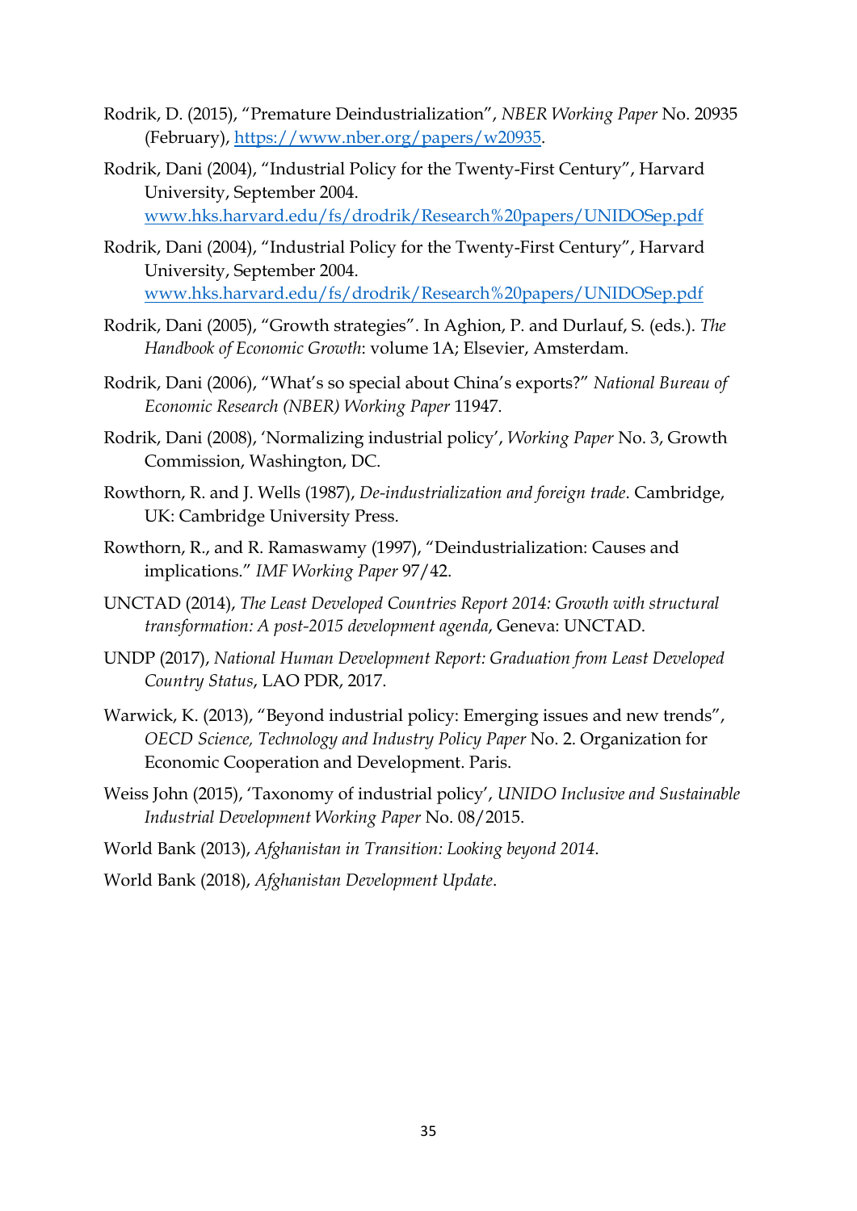Rodrik, D. (2015), "Premature Deindustrialization", *NBER Working Paper* No. 20935 (February), https://www.nber.org/papers/w20935.

Rodrik, Dani (2004), "Industrial Policy for the Twenty-First Century", Harvard University, September 2004. www.hks.harvard.edu/fs/drodrik/Research%20papers/UNIDOSep.pdf

Rodrik, Dani (2004), "Industrial Policy for the Twenty-First Century", Harvard University, September 2004. www.hks.harvard.edu/fs/drodrik/Research%20papers/UNIDOSep.pdf

Rodrik, Dani (2005), "Growth strategies". In Aghion, P. and Durlauf, S. (eds.). *The Handbook of Economic Growth*: volume 1A; Elsevier, Amsterdam.

Rodrik, Dani (2006), "What's so special about China's exports?" *National Bureau of Economic Research (NBER) Working Paper* 11947.

Rodrik, Dani (2008), 'Normalizing industrial policy', *Working Paper* No. 3, Growth Commission, Washington, DC.

Rowthorn, R. and J. Wells (1987), *De-industrialization and foreign trade*. Cambridge, UK: Cambridge University Press.

Rowthorn, R., and R. Ramaswamy (1997), "Deindustrialization: Causes and implications." *IMF Working Paper* 97/42.

UNCTAD (2014), *The Least Developed Countries Report 2014: Growth with structural transformation: A post-2015 development agenda*, Geneva: UNCTAD.

UNDP (2017), *National Human Development Report: Graduation from Least Developed Country Status*, LAO PDR, 2017.

Warwick, K. (2013), "Beyond industrial policy: Emerging issues and new trends", *OECD Science, Technology and Industry Policy Paper* No. 2. Organization for Economic Cooperation and Development. Paris.

Weiss John (2015), 'Taxonomy of industrial policy', *UNIDO Inclusive and Sustainable Industrial Development Working Paper* No. 08/2015.

World Bank (2013), *Afghanistan in Transition: Looking beyond 2014*.

World Bank (2018), *Afghanistan Development Update*.